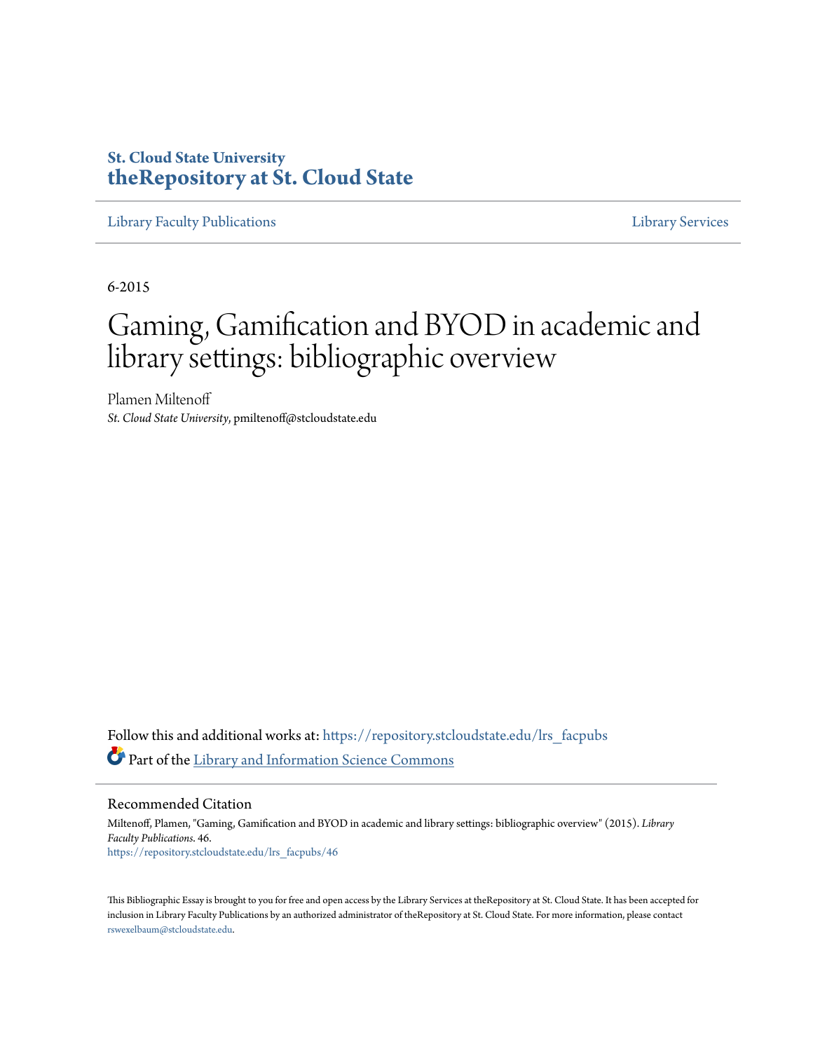St. Cloud State University
**theRepository at St. Cloud State**

Library Faculty Publications | Library Services

6-2015

# Gaming, Gamification and BYOD in academic and library settings: bibliographic overview

Plamen Miltenoff
*St. Cloud State University*, pmiltenoff@stcloudstate.edu

Follow this and additional works at: https://repository.stcloudstate.edu/lrs_facpubs

Part of the Library and Information Science Commons

## Recommended Citation

Miltenoff, Plamen, "Gaming, Gamification and BYOD in academic and library settings: bibliographic overview" (2015). *Library Faculty Publications*. 46.
https://repository.stcloudstate.edu/lrs_facpubs/46

This Bibliographic Essay is brought to you for free and open access by the Library Services at theRepository at St. Cloud State. It has been accepted for inclusion in Library Faculty Publications by an authorized administrator of theRepository at St. Cloud State. For more information, please contact rswexelbaum@stcloudstate.edu.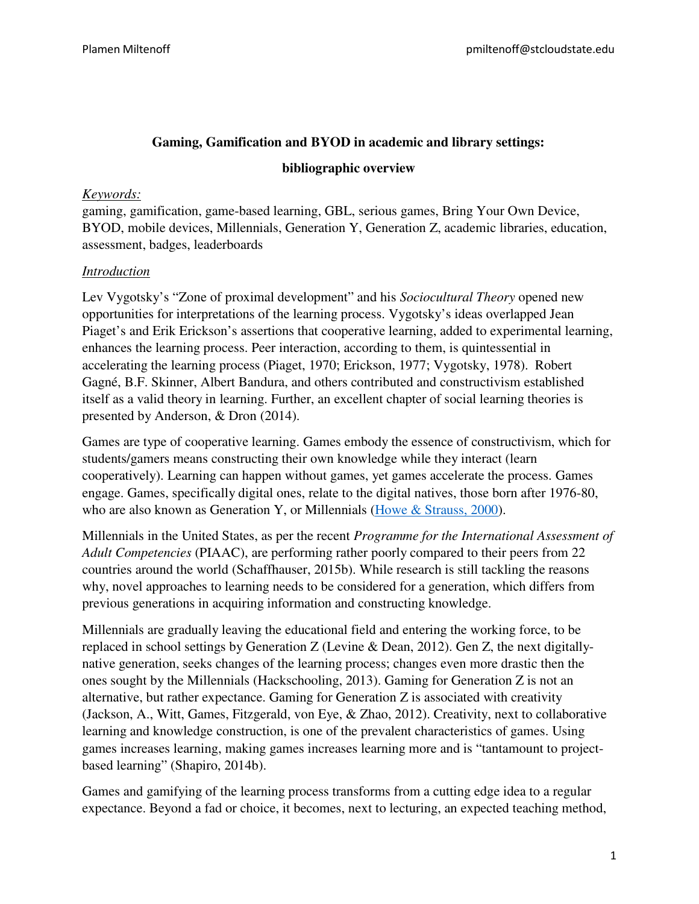**Gaming, Gamification and BYOD in academic and library settings:**

**bibliographic overview**

*Keywords:*

gaming, gamification, game-based learning, GBL, serious games, Bring Your Own Device, BYOD, mobile devices, Millennials, Generation Y, Generation Z, academic libraries, education, assessment, badges, leaderboards

*Introduction*

Lev Vygotsky's "Zone of proximal development" and his *Sociocultural Theory* opened new opportunities for interpretations of the learning process. Vygotsky's ideas overlapped Jean Piaget's and Erik Erickson's assertions that cooperative learning, added to experimental learning, enhances the learning process. Peer interaction, according to them, is quintessential in accelerating the learning process (Piaget, 1970; Erickson, 1977; Vygotsky, 1978). Robert Gagné, B.F. Skinner, Albert Bandura, and others contributed and constructivism established itself as a valid theory in learning. Further, an excellent chapter of social learning theories is presented by Anderson, & Dron (2014).

Games are type of cooperative learning. Games embody the essence of constructivism, which for students/gamers means constructing their own knowledge while they interact (learn cooperatively). Learning can happen without games, yet games accelerate the process. Games engage. Games, specifically digital ones, relate to the digital natives, those born after 1976-80, who are also known as Generation Y, or Millennials (Howe & Strauss, 2000).

Millennials in the United States, as per the recent *Programme for the International Assessment of Adult Competencies* (PIAAC), are performing rather poorly compared to their peers from 22 countries around the world (Schaffhauser, 2015b). While research is still tackling the reasons why, novel approaches to learning needs to be considered for a generation, which differs from previous generations in acquiring information and constructing knowledge.

Millennials are gradually leaving the educational field and entering the working force, to be replaced in school settings by Generation Z (Levine & Dean, 2012). Gen Z, the next digitally-native generation, seeks changes of the learning process; changes even more drastic then the ones sought by the Millennials (Hackschooling, 2013). Gaming for Generation Z is not an alternative, but rather expectance. Gaming for Generation Z is associated with creativity (Jackson, A., Witt, Games, Fitzgerald, von Eye, & Zhao, 2012). Creativity, next to collaborative learning and knowledge construction, is one of the prevalent characteristics of games. Using games increases learning, making games increases learning more and is "tantamount to project-based learning" (Shapiro, 2014b).

Games and gamifying of the learning process transforms from a cutting edge idea to a regular expectance. Beyond a fad or choice, it becomes, next to lecturing, an expected teaching method,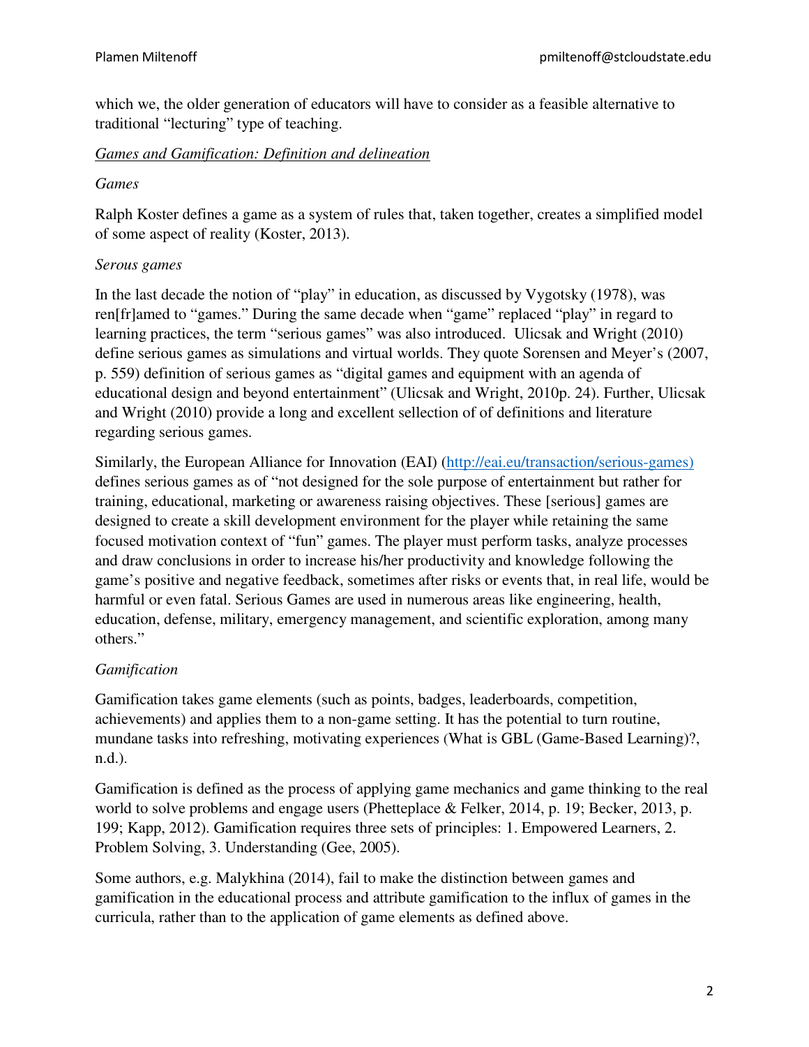which we, the older generation of educators will have to consider as a feasible alternative to traditional "lecturing" type of teaching.

*<u>Games and Gamification: Definition and delineation</u>*

*Games*

Ralph Koster defines a game as a system of rules that, taken together, creates a simplified model of some aspect of reality (Koster, 2013).

*Serous games*

In the last decade the notion of "play" in education, as discussed by Vygotsky (1978), was ren[fr]amed to "games." During the same decade when "game" replaced "play" in regard to learning practices, the term "serious games" was also introduced. Ulicsak and Wright (2010) define serious games as simulations and virtual worlds. They quote Sorensen and Meyer's (2007, p. 559) definition of serious games as "digital games and equipment with an agenda of educational design and beyond entertainment" (Ulicsak and Wright, 2010p. 24). Further, Ulicsak and Wright (2010) provide a long and excellent sellection of of definitions and literature regarding serious games.

Similarly, the European Alliance for Innovation (EAI) (http://eai.eu/transaction/serious-games) defines serious games as of "not designed for the sole purpose of entertainment but rather for training, educational, marketing or awareness raising objectives. These [serious] games are designed to create a skill development environment for the player while retaining the same focused motivation context of "fun" games. The player must perform tasks, analyze processes and draw conclusions in order to increase his/her productivity and knowledge following the game's positive and negative feedback, sometimes after risks or events that, in real life, would be harmful or even fatal. Serious Games are used in numerous areas like engineering, health, education, defense, military, emergency management, and scientific exploration, among many others."

*Gamification*

Gamification takes game elements (such as points, badges, leaderboards, competition, achievements) and applies them to a non-game setting. It has the potential to turn routine, mundane tasks into refreshing, motivating experiences (What is GBL (Game-Based Learning)?, n.d.).

Gamification is defined as the process of applying game mechanics and game thinking to the real world to solve problems and engage users (Phetteplace & Felker, 2014, p. 19; Becker, 2013, p. 199; Kapp, 2012). Gamification requires three sets of principles: 1. Empowered Learners, 2. Problem Solving, 3. Understanding (Gee, 2005).

Some authors, e.g. Malykhina (2014), fail to make the distinction between games and gamification in the educational process and attribute gamification to the influx of games in the curricula, rather than to the application of game elements as defined above.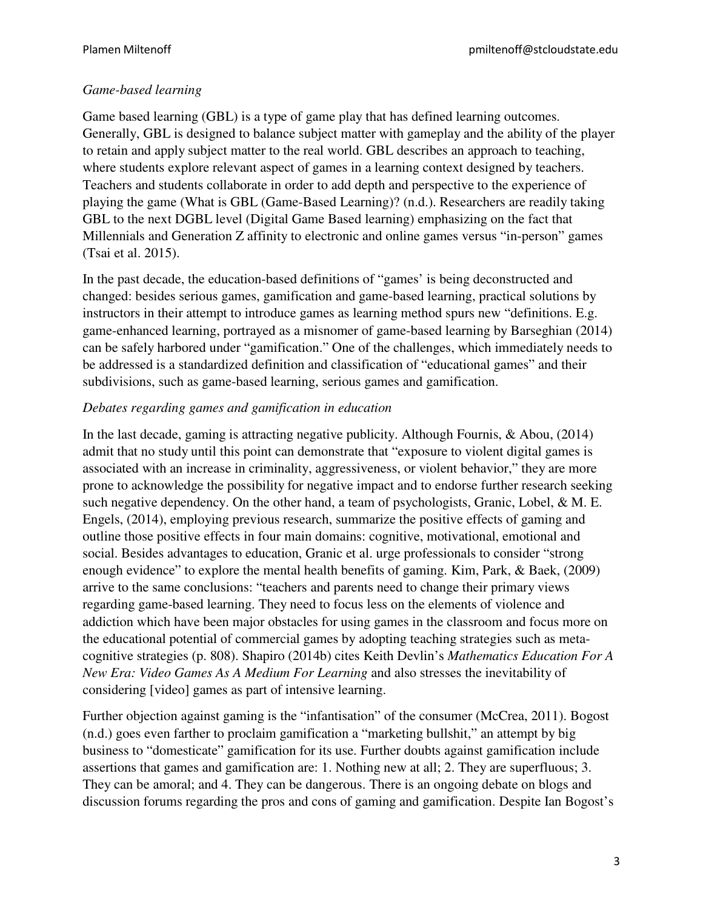*Game-based learning*

Game based learning (GBL) is a type of game play that has defined learning outcomes. Generally, GBL is designed to balance subject matter with gameplay and the ability of the player to retain and apply subject matter to the real world. GBL describes an approach to teaching, where students explore relevant aspect of games in a learning context designed by teachers. Teachers and students collaborate in order to add depth and perspective to the experience of playing the game (What is GBL (Game-Based Learning)? (n.d.). Researchers are readily taking GBL to the next DGBL level (Digital Game Based learning) emphasizing on the fact that Millennials and Generation Z affinity to electronic and online games versus "in-person" games (Tsai et al. 2015).

In the past decade, the education-based definitions of "games' is being deconstructed and changed: besides serious games, gamification and game-based learning, practical solutions by instructors in their attempt to introduce games as learning method spurs new "definitions. E.g. game-enhanced learning, portrayed as a misnomer of game-based learning by Barseghian (2014) can be safely harbored under "gamification." One of the challenges, which immediately needs to be addressed is a standardized definition and classification of "educational games" and their subdivisions, such as game-based learning, serious games and gamification.

*Debates regarding games and gamification in education*

In the last decade, gaming is attracting negative publicity. Although Fournis, & Abou, (2014) admit that no study until this point can demonstrate that "exposure to violent digital games is associated with an increase in criminality, aggressiveness, or violent behavior," they are more prone to acknowledge the possibility for negative impact and to endorse further research seeking such negative dependency. On the other hand, a team of psychologists, Granic, Lobel, & M. E. Engels, (2014), employing previous research, summarize the positive effects of gaming and outline those positive effects in four main domains: cognitive, motivational, emotional and social. Besides advantages to education, Granic et al. urge professionals to consider "strong enough evidence" to explore the mental health benefits of gaming. Kim, Park, & Baek, (2009) arrive to the same conclusions: "teachers and parents need to change their primary views regarding game-based learning. They need to focus less on the elements of violence and addiction which have been major obstacles for using games in the classroom and focus more on the educational potential of commercial games by adopting teaching strategies such as meta-cognitive strategies (p. 808). Shapiro (2014b) cites Keith Devlin's *Mathematics Education For A New Era: Video Games As A Medium For Learning* and also stresses the inevitability of considering [video] games as part of intensive learning.

Further objection against gaming is the "infantisation" of the consumer (McCrea, 2011). Bogost (n.d.) goes even farther to proclaim gamification a "marketing bullshit," an attempt by big business to "domesticate" gamification for its use. Further doubts against gamification include assertions that games and gamification are: 1. Nothing new at all; 2. They are superfluous; 3. They can be amoral; and 4. They can be dangerous. There is an ongoing debate on blogs and discussion forums regarding the pros and cons of gaming and gamification. Despite Ian Bogost's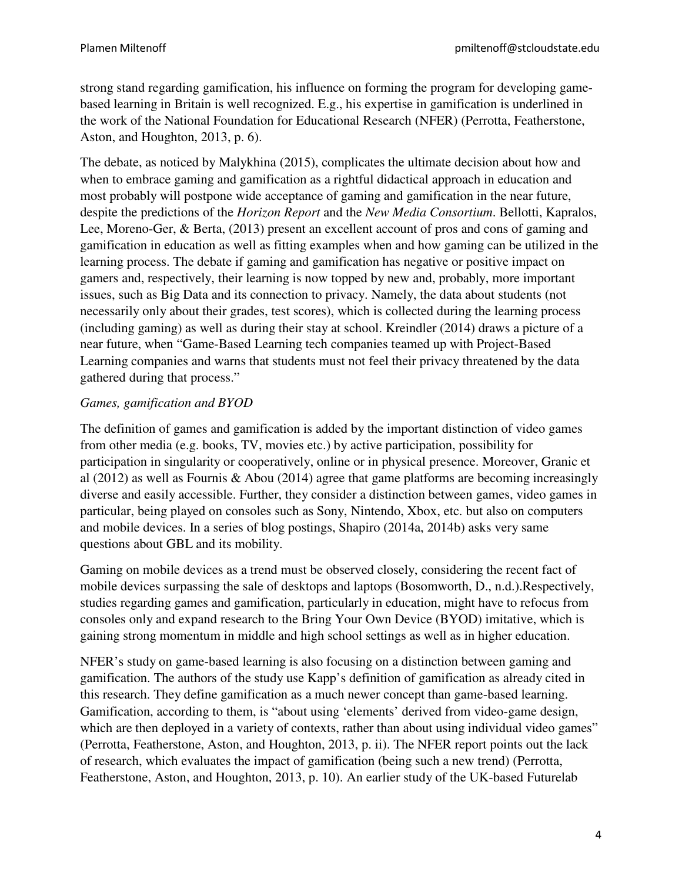strong stand regarding gamification, his influence on forming the program for developing game-based learning in Britain is well recognized. E.g., his expertise in gamification is underlined in the work of the National Foundation for Educational Research (NFER) (Perrotta, Featherstone, Aston, and Houghton, 2013, p. 6).

The debate, as noticed by Malykhina (2015), complicates the ultimate decision about how and when to embrace gaming and gamification as a rightful didactical approach in education and most probably will postpone wide acceptance of gaming and gamification in the near future, despite the predictions of the *Horizon Report* and the *New Media Consortium*. Bellotti, Kapralos, Lee, Moreno-Ger, & Berta, (2013) present an excellent account of pros and cons of gaming and gamification in education as well as fitting examples when and how gaming can be utilized in the learning process. The debate if gaming and gamification has negative or positive impact on gamers and, respectively, their learning is now topped by new and, probably, more important issues, such as Big Data and its connection to privacy. Namely, the data about students (not necessarily only about their grades, test scores), which is collected during the learning process (including gaming) as well as during their stay at school. Kreindler (2014) draws a picture of a near future, when "Game-Based Learning tech companies teamed up with Project-Based Learning companies and warns that students must not feel their privacy threatened by the data gathered during that process."

*Games, gamification and BYOD*

The definition of games and gamification is added by the important distinction of video games from other media (e.g. books, TV, movies etc.) by active participation, possibility for participation in singularity or cooperatively, online or in physical presence. Moreover, Granic et al (2012) as well as Fournis & Abou (2014) agree that game platforms are becoming increasingly diverse and easily accessible. Further, they consider a distinction between games, video games in particular, being played on consoles such as Sony, Nintendo, Xbox, etc. but also on computers and mobile devices. In a series of blog postings, Shapiro (2014a, 2014b) asks very same questions about GBL and its mobility.

Gaming on mobile devices as a trend must be observed closely, considering the recent fact of mobile devices surpassing the sale of desktops and laptops (Bosomworth, D., n.d.).Respectively, studies regarding games and gamification, particularly in education, might have to refocus from consoles only and expand research to the Bring Your Own Device (BYOD) imitative, which is gaining strong momentum in middle and high school settings as well as in higher education.

NFER's study on game-based learning is also focusing on a distinction between gaming and gamification. The authors of the study use Kapp's definition of gamification as already cited in this research. They define gamification as a much newer concept than game-based learning. Gamification, according to them, is "about using 'elements' derived from video-game design, which are then deployed in a variety of contexts, rather than about using individual video games" (Perrotta, Featherstone, Aston, and Houghton, 2013, p. ii). The NFER report points out the lack of research, which evaluates the impact of gamification (being such a new trend) (Perrotta, Featherstone, Aston, and Houghton, 2013, p. 10). An earlier study of the UK-based Futurelab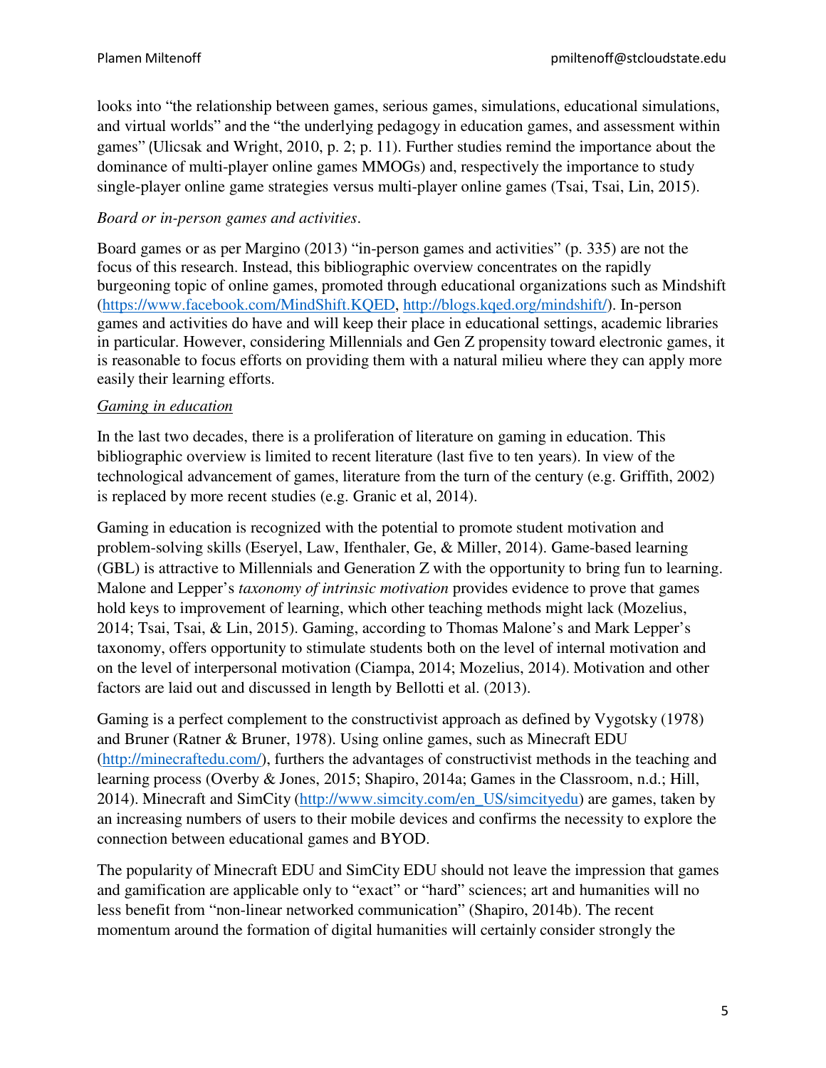looks into “the relationship between games, serious games, simulations, educational simulations, and virtual worlds” and the “the underlying pedagogy in education games, and assessment within games” (Ulicsak and Wright, 2010, p. 2; p. 11). Further studies remind the importance about the dominance of multi-player online games MMOGs) and, respectively the importance to study single-player online game strategies versus multi-player online games (Tsai, Tsai, Lin, 2015).

*Board or in-person games and activities*.

Board games or as per Margino (2013) “in-person games and activities” (p. 335) are not the focus of this research. Instead, this bibliographic overview concentrates on the rapidly burgeoning topic of online games, promoted through educational organizations such as Mindshift (https://www.facebook.com/MindShift.KQED, http://blogs.kqed.org/mindshift/). In-person games and activities do have and will keep their place in educational settings, academic libraries in particular. However, considering Millennials and Gen Z propensity toward electronic games, it is reasonable to focus efforts on providing them with a natural milieu where they can apply more easily their learning efforts.

*Gaming in education*

In the last two decades, there is a proliferation of literature on gaming in education. This bibliographic overview is limited to recent literature (last five to ten years). In view of the technological advancement of games, literature from the turn of the century (e.g. Griffith, 2002) is replaced by more recent studies (e.g. Granic et al, 2014).

Gaming in education is recognized with the potential to promote student motivation and problem-solving skills (Eseryel, Law, Ifenthaler, Ge, & Miller, 2014). Game-based learning (GBL) is attractive to Millennials and Generation Z with the opportunity to bring fun to learning. Malone and Lepper’s *taxonomy of intrinsic motivation* provides evidence to prove that games hold keys to improvement of learning, which other teaching methods might lack (Mozelius, 2014; Tsai, Tsai, & Lin, 2015). Gaming, according to Thomas Malone’s and Mark Lepper’s taxonomy, offers opportunity to stimulate students both on the level of internal motivation and on the level of interpersonal motivation (Ciampa, 2014; Mozelius, 2014). Motivation and other factors are laid out and discussed in length by Bellotti et al. (2013).

Gaming is a perfect complement to the constructivist approach as defined by Vygotsky (1978) and Bruner (Ratner & Bruner, 1978). Using online games, such as Minecraft EDU (http://minecraftedu.com/), furthers the advantages of constructivist methods in the teaching and learning process (Overby & Jones, 2015; Shapiro, 2014a; Games in the Classroom, n.d.; Hill, 2014). Minecraft and SimCity (http://www.simcity.com/en_US/simcityedu) are games, taken by an increasing numbers of users to their mobile devices and confirms the necessity to explore the connection between educational games and BYOD.

The popularity of Minecraft EDU and SimCity EDU should not leave the impression that games and gamification are applicable only to “exact” or “hard” sciences; art and humanities will no less benefit from “non-linear networked communication” (Shapiro, 2014b). The recent momentum around the formation of digital humanities will certainly consider strongly the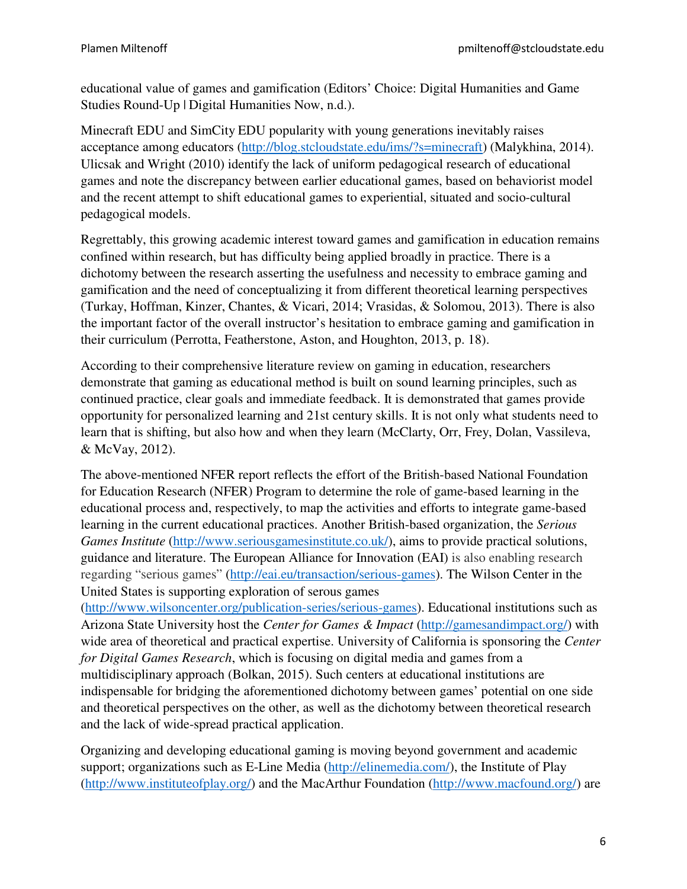educational value of games and gamification (Editors' Choice: Digital Humanities and Game Studies Round-Up | Digital Humanities Now, n.d.).

Minecraft EDU and SimCity EDU popularity with young generations inevitably raises acceptance among educators (http://blog.stcloudstate.edu/ims/?s=minecraft) (Malykhina, 2014). Ulicsak and Wright (2010) identify the lack of uniform pedagogical research of educational games and note the discrepancy between earlier educational games, based on behaviorist model and the recent attempt to shift educational games to experiential, situated and socio-cultural pedagogical models.

Regrettably, this growing academic interest toward games and gamification in education remains confined within research, but has difficulty being applied broadly in practice. There is a dichotomy between the research asserting the usefulness and necessity to embrace gaming and gamification and the need of conceptualizing it from different theoretical learning perspectives (Turkay, Hoffman, Kinzer, Chantes, & Vicari, 2014; Vrasidas, & Solomou, 2013). There is also the important factor of the overall instructor's hesitation to embrace gaming and gamification in their curriculum (Perrotta, Featherstone, Aston, and Houghton, 2013, p. 18).

According to their comprehensive literature review on gaming in education, researchers demonstrate that gaming as educational method is built on sound learning principles, such as continued practice, clear goals and immediate feedback. It is demonstrated that games provide opportunity for personalized learning and 21st century skills. It is not only what students need to learn that is shifting, but also how and when they learn (McClarty, Orr, Frey, Dolan, Vassileva, & McVay, 2012).

The above-mentioned NFER report reflects the effort of the British-based National Foundation for Education Research (NFER) Program to determine the role of game-based learning in the educational process and, respectively, to map the activities and efforts to integrate game-based learning in the current educational practices. Another British-based organization, the *Serious Games Institute* (http://www.seriousgamesinstitute.co.uk/), aims to provide practical solutions, guidance and literature. The European Alliance for Innovation (EAI) is also enabling research regarding "serious games" (http://eai.eu/transaction/serious-games). The Wilson Center in the United States is supporting exploration of serous games (http://www.wilsoncenter.org/publication-series/serious-games). Educational institutions such as Arizona State University host the *Center for Games & Impact* (http://gamesandimpact.org/) with wide area of theoretical and practical expertise. University of California is sponsoring the *Center for Digital Games Research*, which is focusing on digital media and games from a multidisciplinary approach (Bolkan, 2015). Such centers at educational institutions are indispensable for bridging the aforementioned dichotomy between games' potential on one side and theoretical perspectives on the other, as well as the dichotomy between theoretical research and the lack of wide-spread practical application.

Organizing and developing educational gaming is moving beyond government and academic support; organizations such as E-Line Media (http://elinemedia.com/), the Institute of Play (http://www.instituteofplay.org/) and the MacArthur Foundation (http://www.macfound.org/) are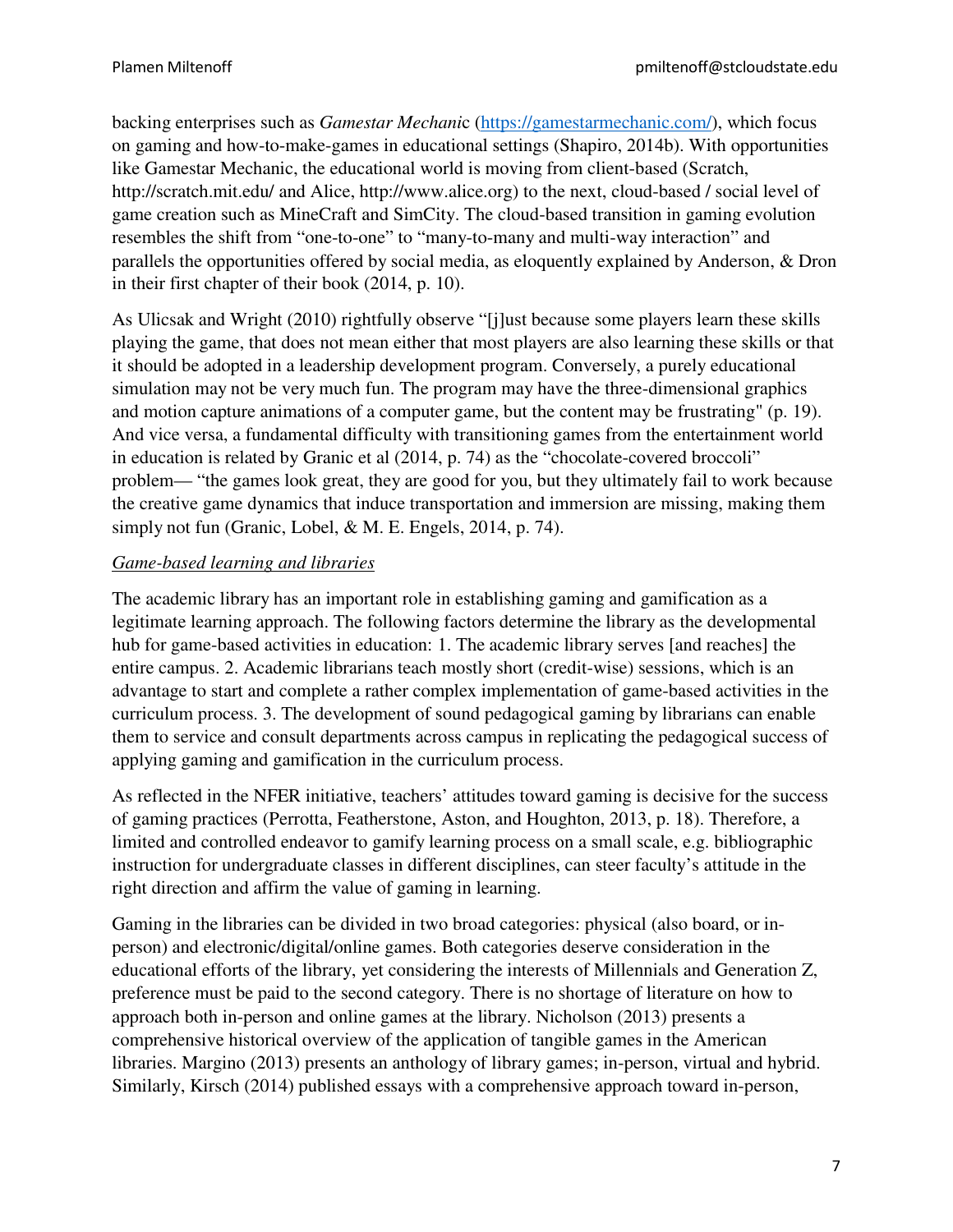backing enterprises such as *Gamestar Mechanic* (https://gamestarmechanic.com/), which focus on gaming and how-to-make-games in educational settings (Shapiro, 2014b). With opportunities like Gamestar Mechanic, the educational world is moving from client-based (Scratch, http://scratch.mit.edu/ and Alice, http://www.alice.org) to the next, cloud-based / social level of game creation such as MineCraft and SimCity. The cloud-based transition in gaming evolution resembles the shift from "one-to-one" to "many-to-many and multi-way interaction" and parallels the opportunities offered by social media, as eloquently explained by Anderson, & Dron in their first chapter of their book (2014, p. 10).

As Ulicsak and Wright (2010) rightfully observe "[j]ust because some players learn these skills playing the game, that does not mean either that most players are also learning these skills or that it should be adopted in a leadership development program. Conversely, a purely educational simulation may not be very much fun. The program may have the three-dimensional graphics and motion capture animations of a computer game, but the content may be frustrating" (p. 19). And vice versa, a fundamental difficulty with transitioning games from the entertainment world in education is related by Granic et al (2014, p. 74) as the "chocolate-covered broccoli" problem— "the games look great, they are good for you, but they ultimately fail to work because the creative game dynamics that induce transportation and immersion are missing, making them simply not fun (Granic, Lobel, & M. E. Engels, 2014, p. 74).

*Game-based learning and libraries*

The academic library has an important role in establishing gaming and gamification as a legitimate learning approach. The following factors determine the library as the developmental hub for game-based activities in education: 1. The academic library serves [and reaches] the entire campus. 2. Academic librarians teach mostly short (credit-wise) sessions, which is an advantage to start and complete a rather complex implementation of game-based activities in the curriculum process. 3. The development of sound pedagogical gaming by librarians can enable them to service and consult departments across campus in replicating the pedagogical success of applying gaming and gamification in the curriculum process.

As reflected in the NFER initiative, teachers' attitudes toward gaming is decisive for the success of gaming practices (Perrotta, Featherstone, Aston, and Houghton, 2013, p. 18). Therefore, a limited and controlled endeavor to gamify learning process on a small scale, e.g. bibliographic instruction for undergraduate classes in different disciplines, can steer faculty's attitude in the right direction and affirm the value of gaming in learning.

Gaming in the libraries can be divided in two broad categories: physical (also board, or in-person) and electronic/digital/online games. Both categories deserve consideration in the educational efforts of the library, yet considering the interests of Millennials and Generation Z, preference must be paid to the second category. There is no shortage of literature on how to approach both in-person and online games at the library. Nicholson (2013) presents a comprehensive historical overview of the application of tangible games in the American libraries. Margino (2013) presents an anthology of library games; in-person, virtual and hybrid. Similarly, Kirsch (2014) published essays with a comprehensive approach toward in-person,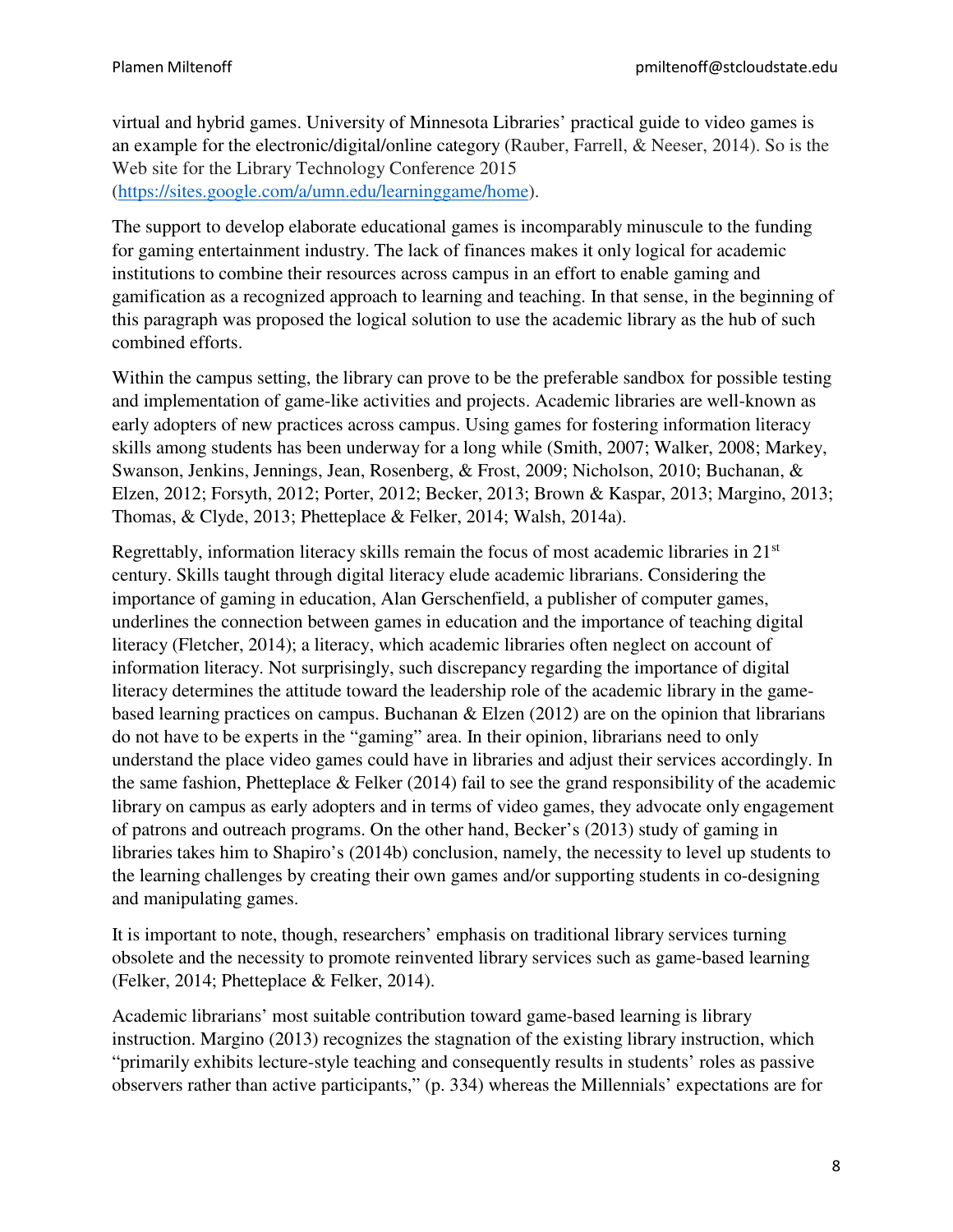virtual and hybrid games. University of Minnesota Libraries' practical guide to video games is an example for the electronic/digital/online category (Rauber, Farrell, & Neeser, 2014). So is the Web site for the Library Technology Conference 2015 (https://sites.google.com/a/umn.edu/learninggame/home).

The support to develop elaborate educational games is incomparably minuscule to the funding for gaming entertainment industry. The lack of finances makes it only logical for academic institutions to combine their resources across campus in an effort to enable gaming and gamification as a recognized approach to learning and teaching. In that sense, in the beginning of this paragraph was proposed the logical solution to use the academic library as the hub of such combined efforts.

Within the campus setting, the library can prove to be the preferable sandbox for possible testing and implementation of game-like activities and projects. Academic libraries are well-known as early adopters of new practices across campus. Using games for fostering information literacy skills among students has been underway for a long while (Smith, 2007; Walker, 2008; Markey, Swanson, Jenkins, Jennings, Jean, Rosenberg, & Frost, 2009; Nicholson, 2010; Buchanan, & Elzen, 2012; Forsyth, 2012; Porter, 2012; Becker, 2013; Brown & Kaspar, 2013; Margino, 2013; Thomas, & Clyde, 2013; Phetteplace & Felker, 2014; Walsh, 2014a).

Regrettably, information literacy skills remain the focus of most academic libraries in 21st century. Skills taught through digital literacy elude academic librarians. Considering the importance of gaming in education, Alan Gerschenfield, a publisher of computer games, underlines the connection between games in education and the importance of teaching digital literacy (Fletcher, 2014); a literacy, which academic libraries often neglect on account of information literacy. Not surprisingly, such discrepancy regarding the importance of digital literacy determines the attitude toward the leadership role of the academic library in the game-based learning practices on campus. Buchanan & Elzen (2012) are on the opinion that librarians do not have to be experts in the "gaming" area. In their opinion, librarians need to only understand the place video games could have in libraries and adjust their services accordingly. In the same fashion, Phetteplace & Felker (2014) fail to see the grand responsibility of the academic library on campus as early adopters and in terms of video games, they advocate only engagement of patrons and outreach programs. On the other hand, Becker's (2013) study of gaming in libraries takes him to Shapiro's (2014b) conclusion, namely, the necessity to level up students to the learning challenges by creating their own games and/or supporting students in co-designing and manipulating games.

It is important to note, though, researchers' emphasis on traditional library services turning obsolete and the necessity to promote reinvented library services such as game-based learning (Felker, 2014; Phetteplace & Felker, 2014).

Academic librarians' most suitable contribution toward game-based learning is library instruction. Margino (2013) recognizes the stagnation of the existing library instruction, which "primarily exhibits lecture-style teaching and consequently results in students' roles as passive observers rather than active participants," (p. 334) whereas the Millennials' expectations are for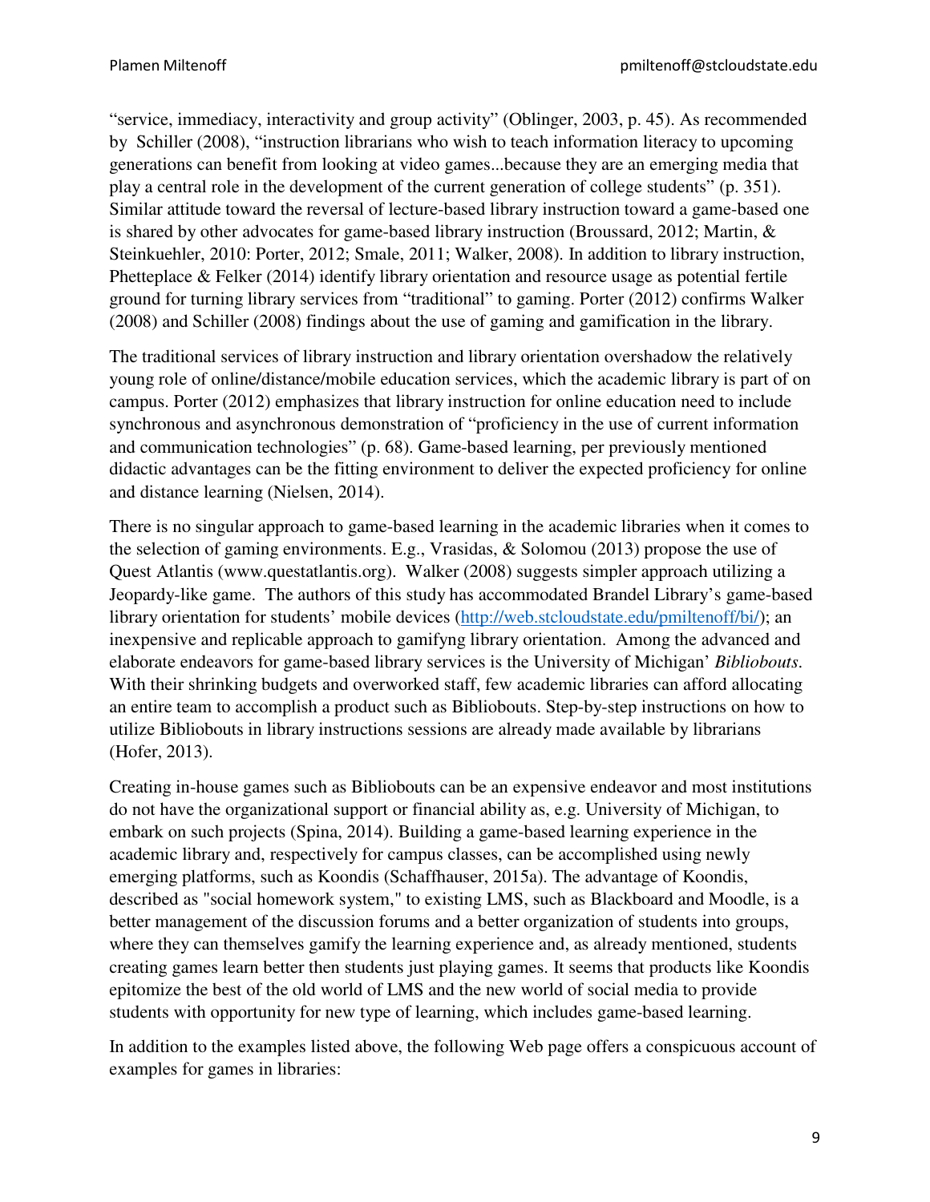"service, immediacy, interactivity and group activity" (Oblinger, 2003, p. 45). As recommended by Schiller (2008), "instruction librarians who wish to teach information literacy to upcoming generations can benefit from looking at video games...because they are an emerging media that play a central role in the development of the current generation of college students" (p. 351). Similar attitude toward the reversal of lecture-based library instruction toward a game-based one is shared by other advocates for game-based library instruction (Broussard, 2012; Martin, & Steinkuehler, 2010: Porter, 2012; Smale, 2011; Walker, 2008). In addition to library instruction, Phetteplace & Felker (2014) identify library orientation and resource usage as potential fertile ground for turning library services from "traditional" to gaming. Porter (2012) confirms Walker (2008) and Schiller (2008) findings about the use of gaming and gamification in the library.

The traditional services of library instruction and library orientation overshadow the relatively young role of online/distance/mobile education services, which the academic library is part of on campus. Porter (2012) emphasizes that library instruction for online education need to include synchronous and asynchronous demonstration of "proficiency in the use of current information and communication technologies" (p. 68). Game-based learning, per previously mentioned didactic advantages can be the fitting environment to deliver the expected proficiency for online and distance learning (Nielsen, 2014).

There is no singular approach to game-based learning in the academic libraries when it comes to the selection of gaming environments. E.g., Vrasidas, & Solomou (2013) propose the use of Quest Atlantis (www.questatlantis.org). Walker (2008) suggests simpler approach utilizing a Jeopardy-like game. The authors of this study has accommodated Brandel Library's game-based library orientation for students' mobile devices (http://web.stcloudstate.edu/pmiltenoff/bi/); an inexpensive and replicable approach to gamifyng library orientation. Among the advanced and elaborate endeavors for game-based library services is the University of Michigan' *Bibliobouts*. With their shrinking budgets and overworked staff, few academic libraries can afford allocating an entire team to accomplish a product such as Bibliobouts. Step-by-step instructions on how to utilize Bibliobouts in library instructions sessions are already made available by librarians (Hofer, 2013).

Creating in-house games such as Bibliobouts can be an expensive endeavor and most institutions do not have the organizational support or financial ability as, e.g. University of Michigan, to embark on such projects (Spina, 2014). Building a game-based learning experience in the academic library and, respectively for campus classes, can be accomplished using newly emerging platforms, such as Koondis (Schaffhauser, 2015a). The advantage of Koondis, described as "social homework system," to existing LMS, such as Blackboard and Moodle, is a better management of the discussion forums and a better organization of students into groups, where they can themselves gamify the learning experience and, as already mentioned, students creating games learn better then students just playing games. It seems that products like Koondis epitomize the best of the old world of LMS and the new world of social media to provide students with opportunity for new type of learning, which includes game-based learning.

In addition to the examples listed above, the following Web page offers a conspicuous account of examples for games in libraries: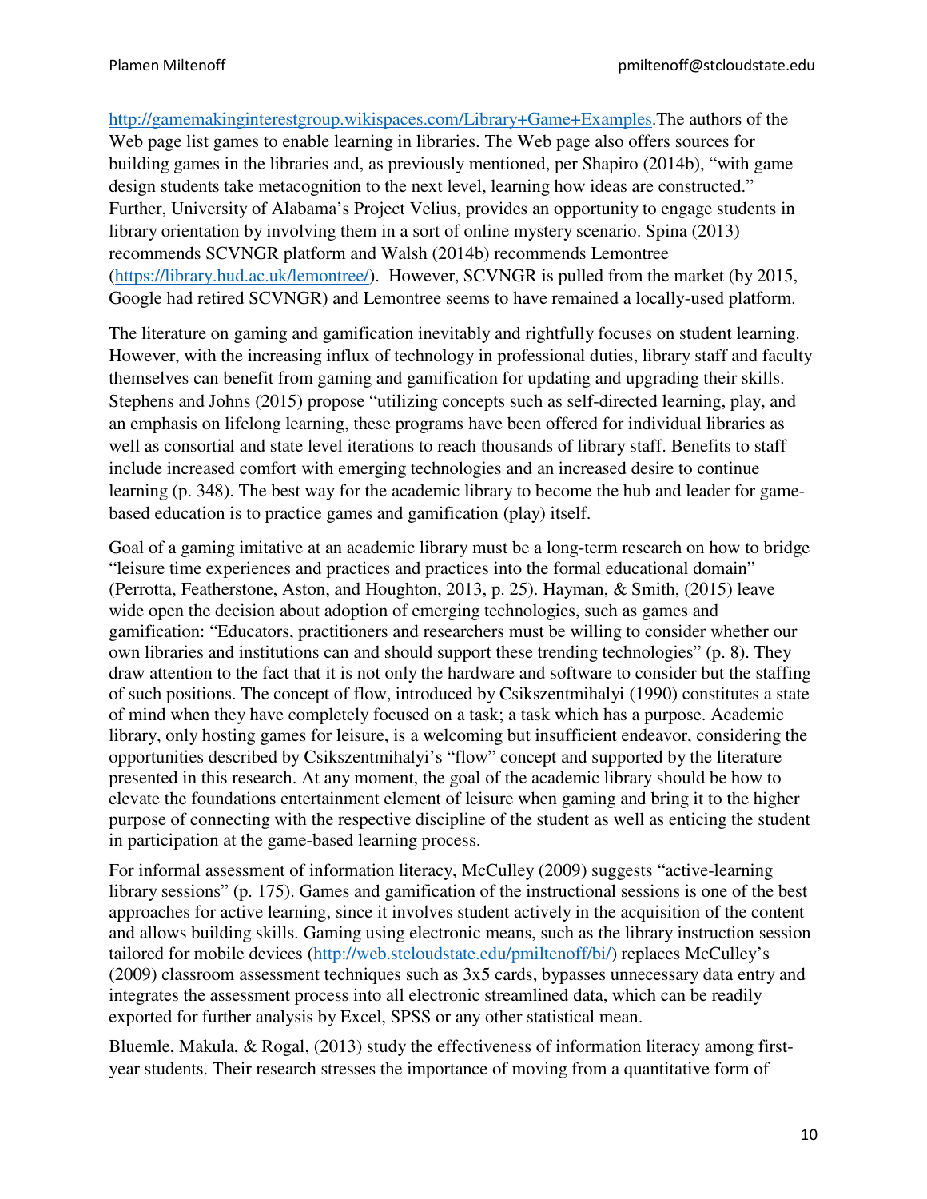http://gamemakinginterestgroup.wikispaces.com/Library+Game+Examples.The authors of the Web page list games to enable learning in libraries. The Web page also offers sources for building games in the libraries and, as previously mentioned, per Shapiro (2014b), "with game design students take metacognition to the next level, learning how ideas are constructed." Further, University of Alabama's Project Velius, provides an opportunity to engage students in library orientation by involving them in a sort of online mystery scenario. Spina (2013) recommends SCVNGR platform and Walsh (2014b) recommends Lemontree (https://library.hud.ac.uk/lemontree/). However, SCVNGR is pulled from the market (by 2015, Google had retired SCVNGR) and Lemontree seems to have remained a locally-used platform.

The literature on gaming and gamification inevitably and rightfully focuses on student learning. However, with the increasing influx of technology in professional duties, library staff and faculty themselves can benefit from gaming and gamification for updating and upgrading their skills. Stephens and Johns (2015) propose "utilizing concepts such as self-directed learning, play, and an emphasis on lifelong learning, these programs have been offered for individual libraries as well as consortial and state level iterations to reach thousands of library staff. Benefits to staff include increased comfort with emerging technologies and an increased desire to continue learning (p. 348). The best way for the academic library to become the hub and leader for game-based education is to practice games and gamification (play) itself.

Goal of a gaming imitative at an academic library must be a long-term research on how to bridge "leisure time experiences and practices and practices into the formal educational domain" (Perrotta, Featherstone, Aston, and Houghton, 2013, p. 25). Hayman, & Smith, (2015) leave wide open the decision about adoption of emerging technologies, such as games and gamification: "Educators, practitioners and researchers must be willing to consider whether our own libraries and institutions can and should support these trending technologies" (p. 8). They draw attention to the fact that it is not only the hardware and software to consider but the staffing of such positions. The concept of flow, introduced by Csikszentmihalyi (1990) constitutes a state of mind when they have completely focused on a task; a task which has a purpose. Academic library, only hosting games for leisure, is a welcoming but insufficient endeavor, considering the opportunities described by Csikszentmihalyi's "flow" concept and supported by the literature presented in this research. At any moment, the goal of the academic library should be how to elevate the foundations entertainment element of leisure when gaming and bring it to the higher purpose of connecting with the respective discipline of the student as well as enticing the student in participation at the game-based learning process.

For informal assessment of information literacy, McCulley (2009) suggests "active-learning library sessions" (p. 175). Games and gamification of the instructional sessions is one of the best approaches for active learning, since it involves student actively in the acquisition of the content and allows building skills. Gaming using electronic means, such as the library instruction session tailored for mobile devices (http://web.stcloudstate.edu/pmiltenoff/bi/) replaces McCulley's (2009) classroom assessment techniques such as 3x5 cards, bypasses unnecessary data entry and integrates the assessment process into all electronic streamlined data, which can be readily exported for further analysis by Excel, SPSS or any other statistical mean.

Bluemle, Makula, & Rogal, (2013) study the effectiveness of information literacy among first-year students. Their research stresses the importance of moving from a quantitative form of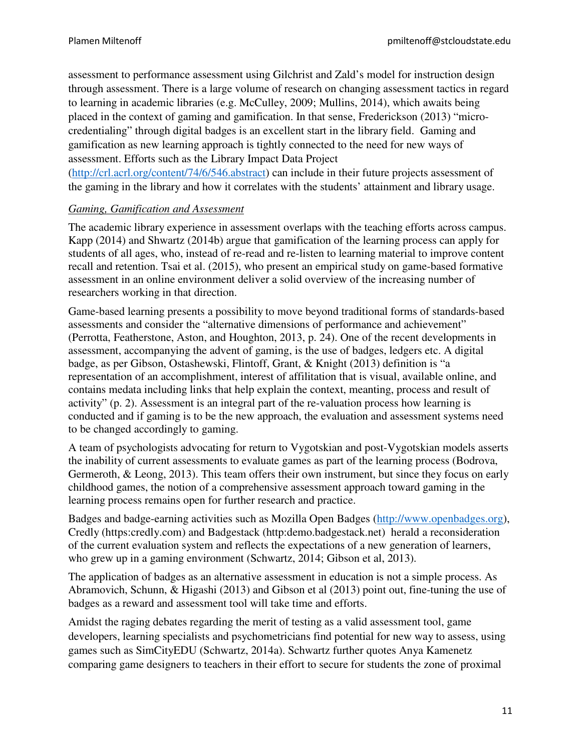assessment to performance assessment using Gilchrist and Zald's model for instruction design through assessment. There is a large volume of research on changing assessment tactics in regard to learning in academic libraries (e.g. McCulley, 2009; Mullins, 2014), which awaits being placed in the context of gaming and gamification. In that sense, Frederickson (2013) "micro-credentialing" through digital badges is an excellent start in the library field. Gaming and gamification as new learning approach is tightly connected to the need for new ways of assessment. Efforts such as the Library Impact Data Project (http://crl.acrl.org/content/74/6/546.abstract) can include in their future projects assessment of the gaming in the library and how it correlates with the students' attainment and library usage.

*Gaming, Gamification and Assessment*

The academic library experience in assessment overlaps with the teaching efforts across campus. Kapp (2014) and Shwartz (2014b) argue that gamification of the learning process can apply for students of all ages, who, instead of re-read and re-listen to learning material to improve content recall and retention. Tsai et al. (2015), who present an empirical study on game-based formative assessment in an online environment deliver a solid overview of the increasing number of researchers working in that direction.

Game-based learning presents a possibility to move beyond traditional forms of standards-based assessments and consider the "alternative dimensions of performance and achievement" (Perrotta, Featherstone, Aston, and Houghton, 2013, p. 24). One of the recent developments in assessment, accompanying the advent of gaming, is the use of badges, ledgers etc. A digital badge, as per Gibson, Ostashewski, Flintoff, Grant, & Knight (2013) definition is "a representation of an accomplishment, interest of affilitation that is visual, available online, and contains medata including links that help explain the context, meanting, process and result of activity" (p. 2). Assessment is an integral part of the re-valuation process how learning is conducted and if gaming is to be the new approach, the evaluation and assessment systems need to be changed accordingly to gaming.

A team of psychologists advocating for return to Vygotskian and post-Vygotskian models asserts the inability of current assessments to evaluate games as part of the learning process (Bodrova, Germeroth, & Leong, 2013). This team offers their own instrument, but since they focus on early childhood games, the notion of a comprehensive assessment approach toward gaming in the learning process remains open for further research and practice.

Badges and badge-earning activities such as Mozilla Open Badges (http://www.openbadges.org), Credly (https:credly.com) and Badgestack (http:demo.badgestack.net) herald a reconsideration of the current evaluation system and reflects the expectations of a new generation of learners, who grew up in a gaming environment (Schwartz, 2014; Gibson et al, 2013).

The application of badges as an alternative assessment in education is not a simple process. As Abramovich, Schunn, & Higashi (2013) and Gibson et al (2013) point out, fine-tuning the use of badges as a reward and assessment tool will take time and efforts.

Amidst the raging debates regarding the merit of testing as a valid assessment tool, game developers, learning specialists and psychometricians find potential for new way to assess, using games such as SimCityEDU (Schwartz, 2014a). Schwartz further quotes Anya Kamenetz comparing game designers to teachers in their effort to secure for students the zone of proximal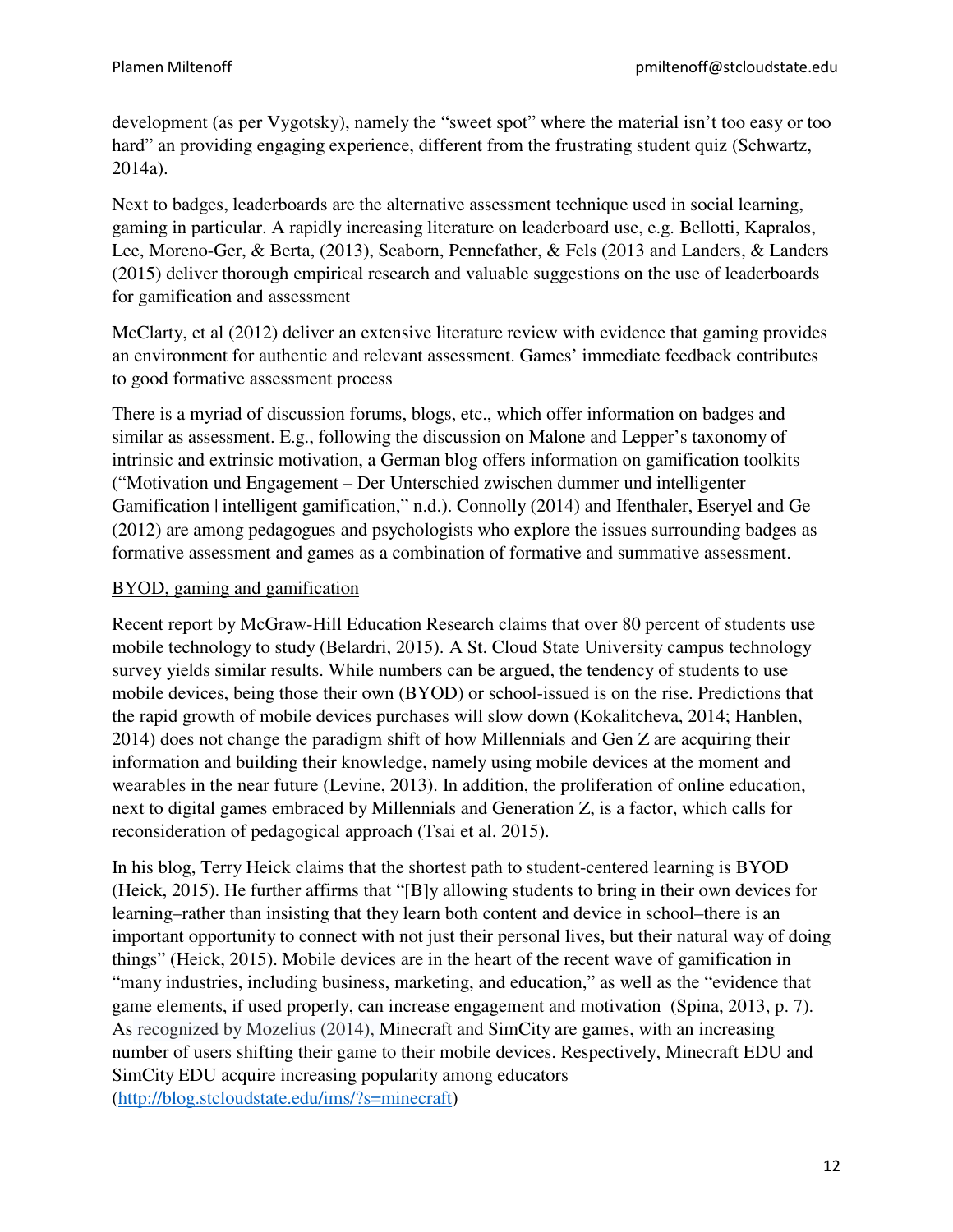development (as per Vygotsky), namely the "sweet spot" where the material isn't too easy or too hard" an providing engaging experience, different from the frustrating student quiz (Schwartz, 2014a).

Next to badges, leaderboards are the alternative assessment technique used in social learning, gaming in particular. A rapidly increasing literature on leaderboard use, e.g. Bellotti, Kapralos, Lee, Moreno-Ger, & Berta, (2013), Seaborn, Pennefather, & Fels (2013 and Landers, & Landers (2015) deliver thorough empirical research and valuable suggestions on the use of leaderboards for gamification and assessment

McClarty, et al (2012) deliver an extensive literature review with evidence that gaming provides an environment for authentic and relevant assessment. Games' immediate feedback contributes to good formative assessment process

There is a myriad of discussion forums, blogs, etc., which offer information on badges and similar as assessment. E.g., following the discussion on Malone and Lepper's taxonomy of intrinsic and extrinsic motivation, a German blog offers information on gamification toolkits ("Motivation und Engagement – Der Unterschied zwischen dummer und intelligenter Gamification | intelligent gamification," n.d.). Connolly (2014) and Ifenthaler, Eseryel and Ge (2012) are among pedagogues and psychologists who explore the issues surrounding badges as formative assessment and games as a combination of formative and summative assessment.

## BYOD, gaming and gamification

Recent report by McGraw-Hill Education Research claims that over 80 percent of students use mobile technology to study (Belardri, 2015). A St. Cloud State University campus technology survey yields similar results. While numbers can be argued, the tendency of students to use mobile devices, being those their own (BYOD) or school-issued is on the rise. Predictions that the rapid growth of mobile devices purchases will slow down (Kokalitcheva, 2014; Hanblen, 2014) does not change the paradigm shift of how Millennials and Gen Z are acquiring their information and building their knowledge, namely using mobile devices at the moment and wearables in the near future (Levine, 2013). In addition, the proliferation of online education, next to digital games embraced by Millennials and Generation Z, is a factor, which calls for reconsideration of pedagogical approach (Tsai et al. 2015).

In his blog, Terry Heick claims that the shortest path to student-centered learning is BYOD (Heick, 2015). He further affirms that "[B]y allowing students to bring in their own devices for learning–rather than insisting that they learn both content and device in school–there is an important opportunity to connect with not just their personal lives, but their natural way of doing things" (Heick, 2015). Mobile devices are in the heart of the recent wave of gamification in "many industries, including business, marketing, and education," as well as the "evidence that game elements, if used properly, can increase engagement and motivation (Spina, 2013, p. 7). As recognized by Mozelius (2014), Minecraft and SimCity are games, with an increasing number of users shifting their game to their mobile devices. Respectively, Minecraft EDU and SimCity EDU acquire increasing popularity among educators (http://blog.stcloudstate.edu/ims/?s=minecraft)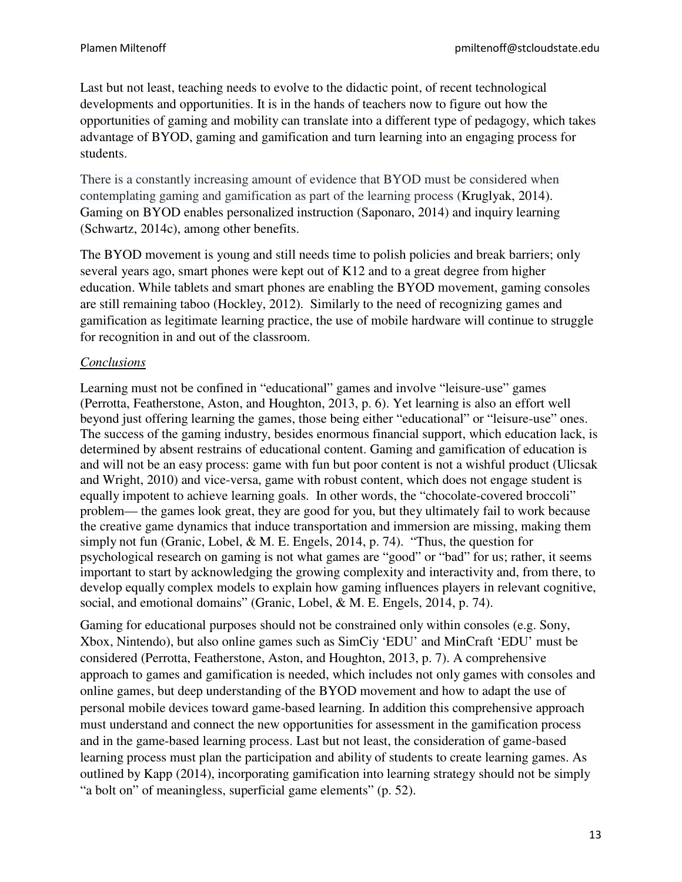Last but not least, teaching needs to evolve to the didactic point, of recent technological developments and opportunities. It is in the hands of teachers now to figure out how the opportunities of gaming and mobility can translate into a different type of pedagogy, which takes advantage of BYOD, gaming and gamification and turn learning into an engaging process for students.

There is a constantly increasing amount of evidence that BYOD must be considered when contemplating gaming and gamification as part of the learning process (Kruglyak, 2014). Gaming on BYOD enables personalized instruction (Saponaro, 2014) and inquiry learning (Schwartz, 2014c), among other benefits.

The BYOD movement is young and still needs time to polish policies and break barriers; only several years ago, smart phones were kept out of K12 and to a great degree from higher education. While tablets and smart phones are enabling the BYOD movement, gaming consoles are still remaining taboo (Hockley, 2012). Similarly to the need of recognizing games and gamification as legitimate learning practice, the use of mobile hardware will continue to struggle for recognition in and out of the classroom.

*Conclusions*

Learning must not be confined in "educational" games and involve "leisure-use" games (Perrotta, Featherstone, Aston, and Houghton, 2013, p. 6). Yet learning is also an effort well beyond just offering learning the games, those being either "educational" or "leisure-use" ones. The success of the gaming industry, besides enormous financial support, which education lack, is determined by absent restrains of educational content. Gaming and gamification of education is and will not be an easy process: game with fun but poor content is not a wishful product (Ulicsak and Wright, 2010) and vice-versa, game with robust content, which does not engage student is equally impotent to achieve learning goals. In other words, the "chocolate-covered broccoli" problem— the games look great, they are good for you, but they ultimately fail to work because the creative game dynamics that induce transportation and immersion are missing, making them simply not fun (Granic, Lobel, & M. E. Engels, 2014, p. 74). "Thus, the question for psychological research on gaming is not what games are "good" or "bad" for us; rather, it seems important to start by acknowledging the growing complexity and interactivity and, from there, to develop equally complex models to explain how gaming influences players in relevant cognitive, social, and emotional domains" (Granic, Lobel, & M. E. Engels, 2014, p. 74).

Gaming for educational purposes should not be constrained only within consoles (e.g. Sony, Xbox, Nintendo), but also online games such as SimCiy 'EDU' and MinCraft 'EDU' must be considered (Perrotta, Featherstone, Aston, and Houghton, 2013, p. 7). A comprehensive approach to games and gamification is needed, which includes not only games with consoles and online games, but deep understanding of the BYOD movement and how to adapt the use of personal mobile devices toward game-based learning. In addition this comprehensive approach must understand and connect the new opportunities for assessment in the gamification process and in the game-based learning process. Last but not least, the consideration of game-based learning process must plan the participation and ability of students to create learning games. As outlined by Kapp (2014), incorporating gamification into learning strategy should not be simply "a bolt on" of meaningless, superficial game elements" (p. 52).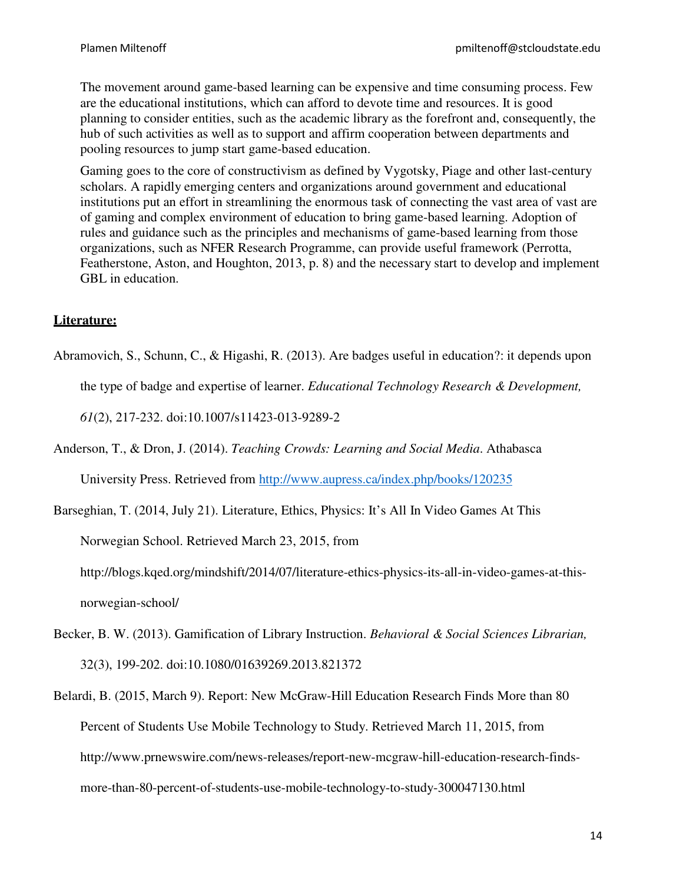The movement around game-based learning can be expensive and time consuming process. Few are the educational institutions, which can afford to devote time and resources. It is good planning to consider entities, such as the academic library as the forefront and, consequently, the hub of such activities as well as to support and affirm cooperation between departments and pooling resources to jump start game-based education.

Gaming goes to the core of constructivism as defined by Vygotsky, Piage and other last-century scholars. A rapidly emerging centers and organizations around government and educational institutions put an effort in streamlining the enormous task of connecting the vast area of vast are of gaming and complex environment of education to bring game-based learning. Adoption of rules and guidance such as the principles and mechanisms of game-based learning from those organizations, such as NFER Research Programme, can provide useful framework (Perrotta, Featherstone, Aston, and Houghton, 2013, p. 8) and the necessary start to develop and implement GBL in education.

**Literature:**

Abramovich, S., Schunn, C., & Higashi, R. (2013). Are badges useful in education?: it depends upon the type of badge and expertise of learner. *Educational Technology Research & Development, 61*(2), 217-232. doi:10.1007/s11423-013-9289-2

Anderson, T., & Dron, J. (2014). *Teaching Crowds: Learning and Social Media*. Athabasca University Press. Retrieved from http://www.aupress.ca/index.php/books/120235

Barseghian, T. (2014, July 21). Literature, Ethics, Physics: It's All In Video Games At This Norwegian School. Retrieved March 23, 2015, from http://blogs.kqed.org/mindshift/2014/07/literature-ethics-physics-its-all-in-video-games-at-this-norwegian-school/

Becker, B. W. (2013). Gamification of Library Instruction. *Behavioral & Social Sciences Librarian,* 32(3), 199-202. doi:10.1080/01639269.2013.821372

Belardi, B. (2015, March 9). Report: New McGraw-Hill Education Research Finds More than 80 Percent of Students Use Mobile Technology to Study. Retrieved March 11, 2015, from http://www.prnewswire.com/news-releases/report-new-mcgraw-hill-education-research-finds-more-than-80-percent-of-students-use-mobile-technology-to-study-300047130.html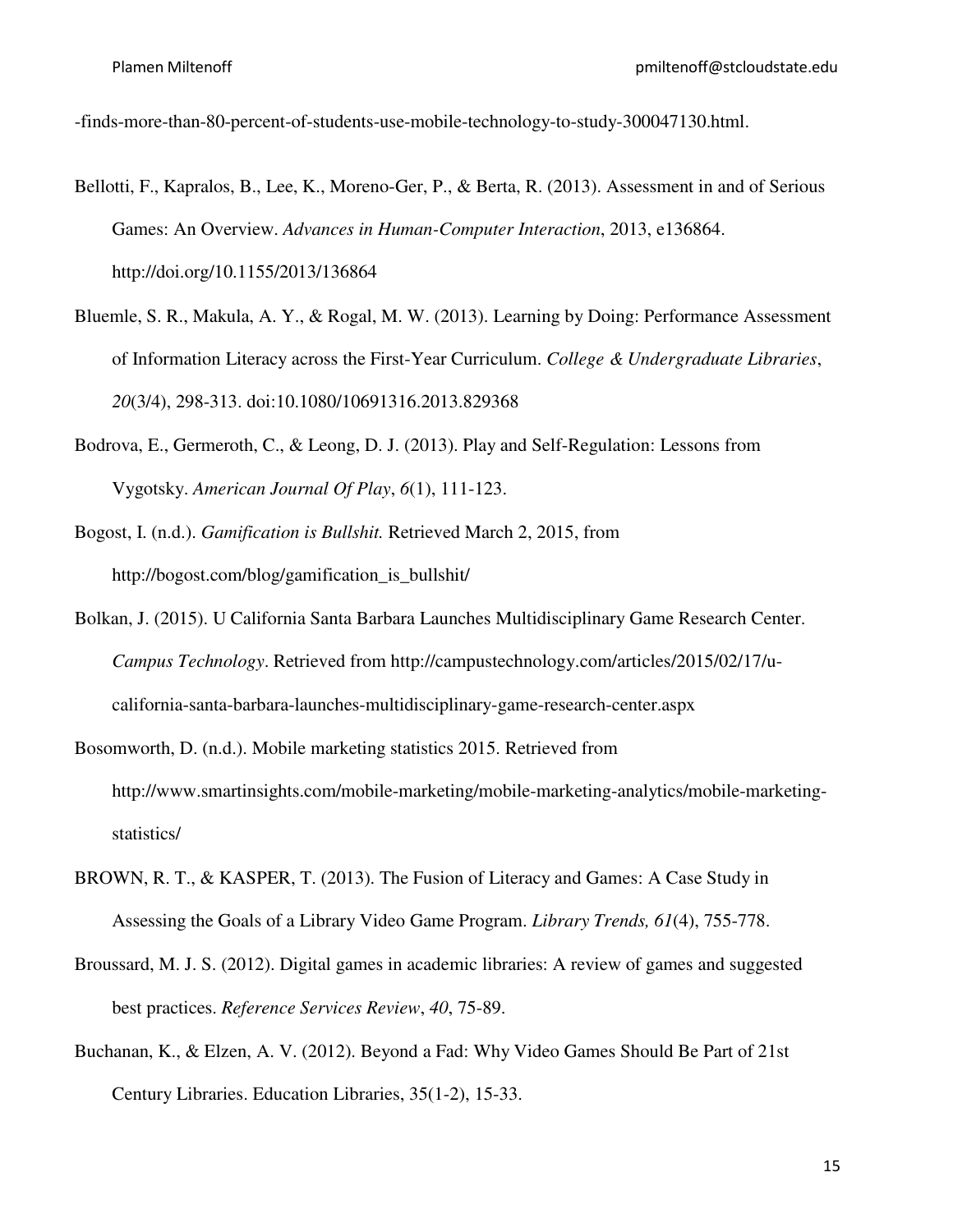-finds-more-than-80-percent-of-students-use-mobile-technology-to-study-300047130.html.

Bellotti, F., Kapralos, B., Lee, K., Moreno-Ger, P., & Berta, R. (2013). Assessment in and of Serious Games: An Overview. *Advances in Human-Computer Interaction*, 2013, e136864. http://doi.org/10.1155/2013/136864

Bluemle, S. R., Makula, A. Y., & Rogal, M. W. (2013). Learning by Doing: Performance Assessment of Information Literacy across the First-Year Curriculum. *College & Undergraduate Libraries*, *20*(3/4), 298-313. doi:10.1080/10691316.2013.829368

Bodrova, E., Germeroth, C., & Leong, D. J. (2013). Play and Self-Regulation: Lessons from Vygotsky. *American Journal Of Play*, *6*(1), 111-123.

Bogost, I. (n.d.). *Gamification is Bullshit.* Retrieved March 2, 2015, from http://bogost.com/blog/gamification_is_bullshit/

Bolkan, J. (2015). U California Santa Barbara Launches Multidisciplinary Game Research Center. *Campus Technology*. Retrieved from http://campustechnology.com/articles/2015/02/17/u-california-santa-barbara-launches-multidisciplinary-game-research-center.aspx

Bosomworth, D. (n.d.). Mobile marketing statistics 2015. Retrieved from http://www.smartinsights.com/mobile-marketing/mobile-marketing-analytics/mobile-marketing-statistics/

BROWN, R. T., & KASPER, T. (2013). The Fusion of Literacy and Games: A Case Study in Assessing the Goals of a Library Video Game Program. *Library Trends, 61*(4), 755-778.

Broussard, M. J. S. (2012). Digital games in academic libraries: A review of games and suggested best practices. *Reference Services Review*, *40*, 75-89.

Buchanan, K., & Elzen, A. V. (2012). Beyond a Fad: Why Video Games Should Be Part of 21st Century Libraries. Education Libraries, 35(1-2), 15-33.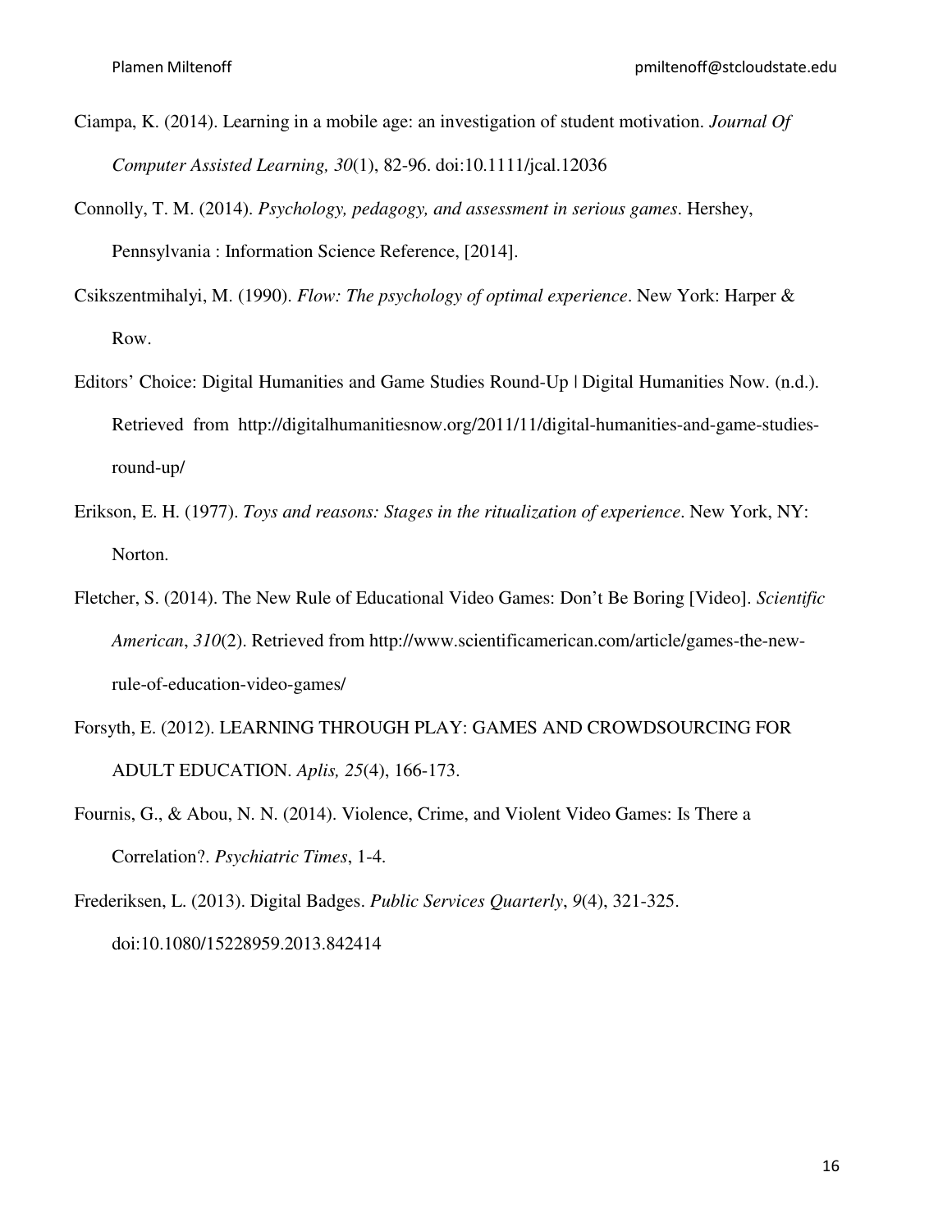Ciampa, K. (2014). Learning in a mobile age: an investigation of student motivation. *Journal Of Computer Assisted Learning, 30*(1), 82-96. doi:10.1111/jcal.12036

Connolly, T. M. (2014). *Psychology, pedagogy, and assessment in serious games*. Hershey, Pennsylvania : Information Science Reference, [2014].

Csikszentmihalyi, M. (1990). *Flow: The psychology of optimal experience*. New York: Harper & Row.

Editors' Choice: Digital Humanities and Game Studies Round-Up | Digital Humanities Now. (n.d.). Retrieved from http://digitalhumanitiesnow.org/2011/11/digital-humanities-and-game-studies-round-up/

Erikson, E. H. (1977). *Toys and reasons: Stages in the ritualization of experience*. New York, NY: Norton.

Fletcher, S. (2014). The New Rule of Educational Video Games: Don't Be Boring [Video]. *Scientific American*, *310*(2). Retrieved from http://www.scientificamerican.com/article/games-the-new-rule-of-education-video-games/

Forsyth, E. (2012). LEARNING THROUGH PLAY: GAMES AND CROWDSOURCING FOR ADULT EDUCATION. *Aplis, 25*(4), 166-173.

Fournis, G., & Abou, N. N. (2014). Violence, Crime, and Violent Video Games: Is There a Correlation?. *Psychiatric Times*, 1-4.

Frederiksen, L. (2013). Digital Badges. *Public Services Quarterly*, *9*(4), 321-325. doi:10.1080/15228959.2013.842414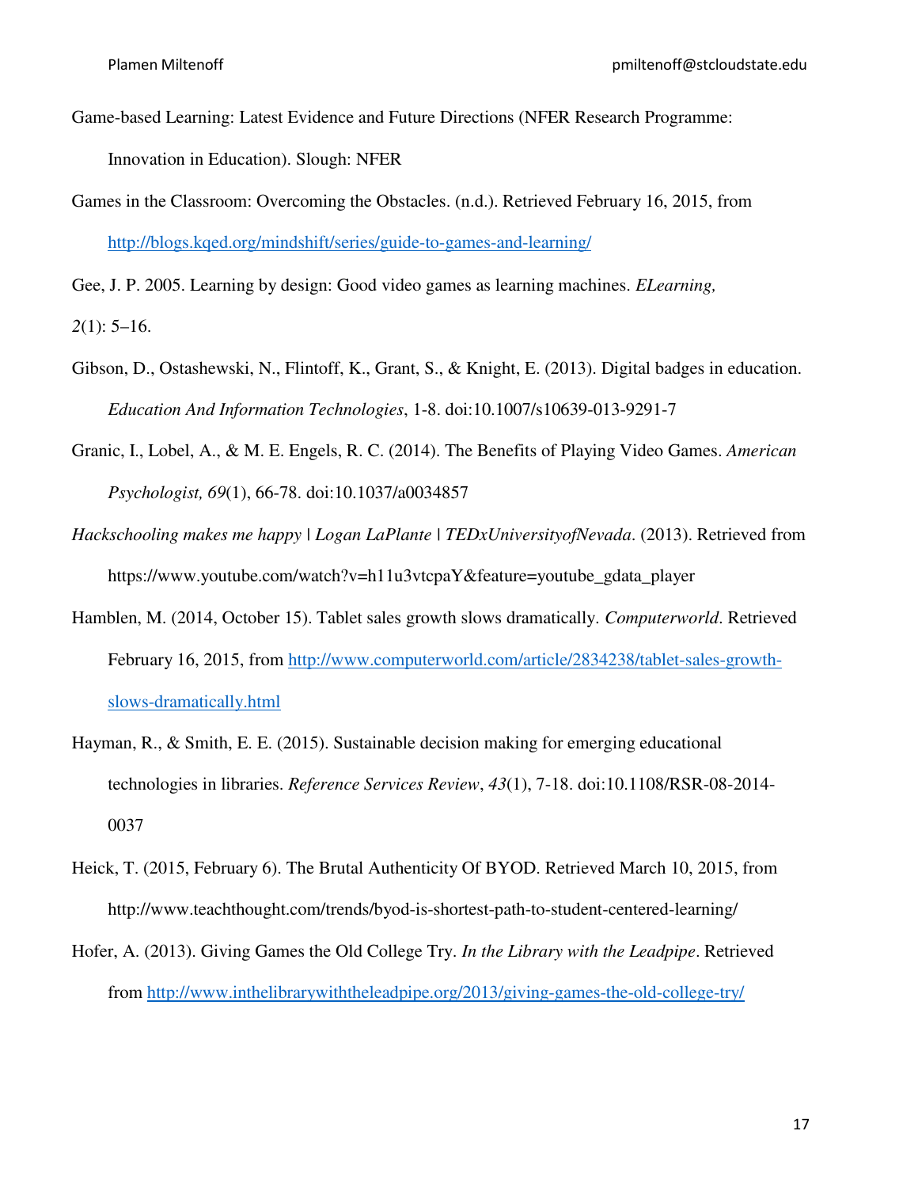Game-based Learning: Latest Evidence and Future Directions (NFER Research Programme: Innovation in Education). Slough: NFER

Games in the Classroom: Overcoming the Obstacles. (n.d.). Retrieved February 16, 2015, from http://blogs.kqed.org/mindshift/series/guide-to-games-and-learning/

Gee, J. P. 2005. Learning by design: Good video games as learning machines. *ELearning, 2*(1): 5–16.

Gibson, D., Ostashewski, N., Flintoff, K., Grant, S., & Knight, E. (2013). Digital badges in education. *Education And Information Technologies*, 1-8. doi:10.1007/s10639-013-9291-7

Granic, I., Lobel, A., & M. E. Engels, R. C. (2014). The Benefits of Playing Video Games. *American Psychologist, 69*(1), 66-78. doi:10.1037/a0034857

*Hackschooling makes me happy | Logan LaPlante | TEDxUniversityofNevada*. (2013). Retrieved from https://www.youtube.com/watch?v=h11u3vtcpaY&feature=youtube_gdata_player

Hamblen, M. (2014, October 15). Tablet sales growth slows dramatically. *Computerworld*. Retrieved February 16, 2015, from http://www.computerworld.com/article/2834238/tablet-sales-growth-slows-dramatically.html

Hayman, R., & Smith, E. E. (2015). Sustainable decision making for emerging educational technologies in libraries. *Reference Services Review*, *43*(1), 7-18. doi:10.1108/RSR-08-2014-0037

Heick, T. (2015, February 6). The Brutal Authenticity Of BYOD. Retrieved March 10, 2015, from http://www.teachthought.com/trends/byod-is-shortest-path-to-student-centered-learning/

Hofer, A. (2013). Giving Games the Old College Try. *In the Library with the Leadpipe*. Retrieved from http://www.inthelibrarywiththeleadpipe.org/2013/giving-games-the-old-college-try/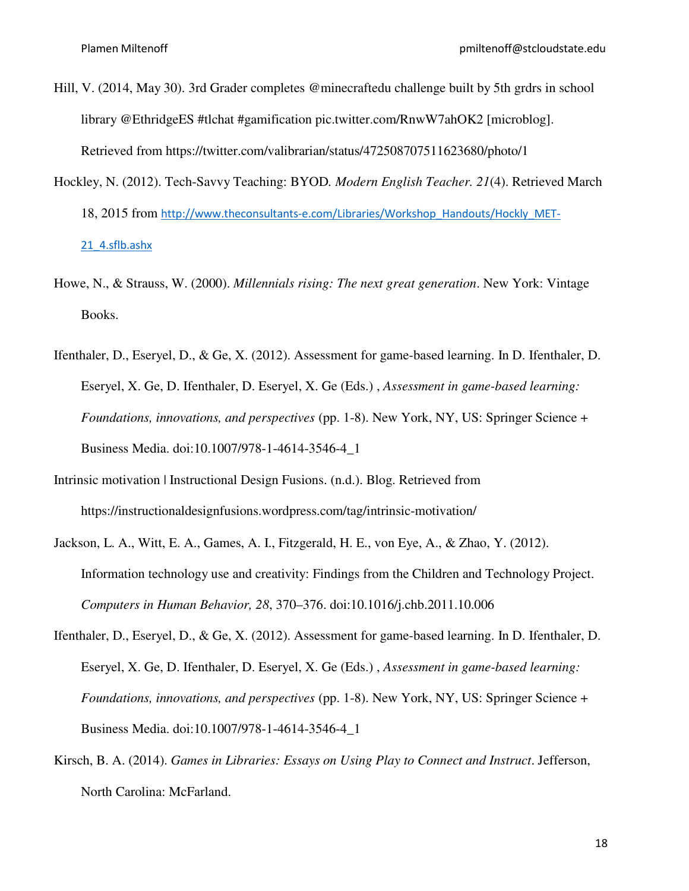Hill, V. (2014, May 30). 3rd Grader completes @minecraftedu challenge built by 5th grdrs in school library @EthridgeES #tlchat #gamification pic.twitter.com/RnwW7ahOK2 [microblog]. Retrieved from https://twitter.com/valibrarian/status/472508707511623680/photo/1

Hockley, N. (2012). Tech-Savvy Teaching: BYOD. *Modern English Teacher. 21*(4). Retrieved March 18, 2015 from http://www.theconsultants-e.com/Libraries/Workshop_Handouts/Hockly_MET-21_4.sflb.ashx

Howe, N., & Strauss, W. (2000). *Millennials rising: The next great generation*. New York: Vintage Books.

Ifenthaler, D., Eseryel, D., & Ge, X. (2012). Assessment for game-based learning. In D. Ifenthaler, D. Eseryel, X. Ge, D. Ifenthaler, D. Eseryel, X. Ge (Eds.) , *Assessment in game-based learning: Foundations, innovations, and perspectives* (pp. 1-8). New York, NY, US: Springer Science + Business Media. doi:10.1007/978-1-4614-3546-4_1

Intrinsic motivation | Instructional Design Fusions. (n.d.). Blog. Retrieved from https://instructionaldesignfusions.wordpress.com/tag/intrinsic-motivation/

Jackson, L. A., Witt, E. A., Games, A. I., Fitzgerald, H. E., von Eye, A., & Zhao, Y. (2012). Information technology use and creativity: Findings from the Children and Technology Project. *Computers in Human Behavior, 28*, 370–376. doi:10.1016/j.chb.2011.10.006

Ifenthaler, D., Eseryel, D., & Ge, X. (2012). Assessment for game-based learning. In D. Ifenthaler, D. Eseryel, X. Ge, D. Ifenthaler, D. Eseryel, X. Ge (Eds.) , *Assessment in game-based learning: Foundations, innovations, and perspectives* (pp. 1-8). New York, NY, US: Springer Science + Business Media. doi:10.1007/978-1-4614-3546-4_1

Kirsch, B. A. (2014). *Games in Libraries: Essays on Using Play to Connect and Instruct*. Jefferson, North Carolina: McFarland.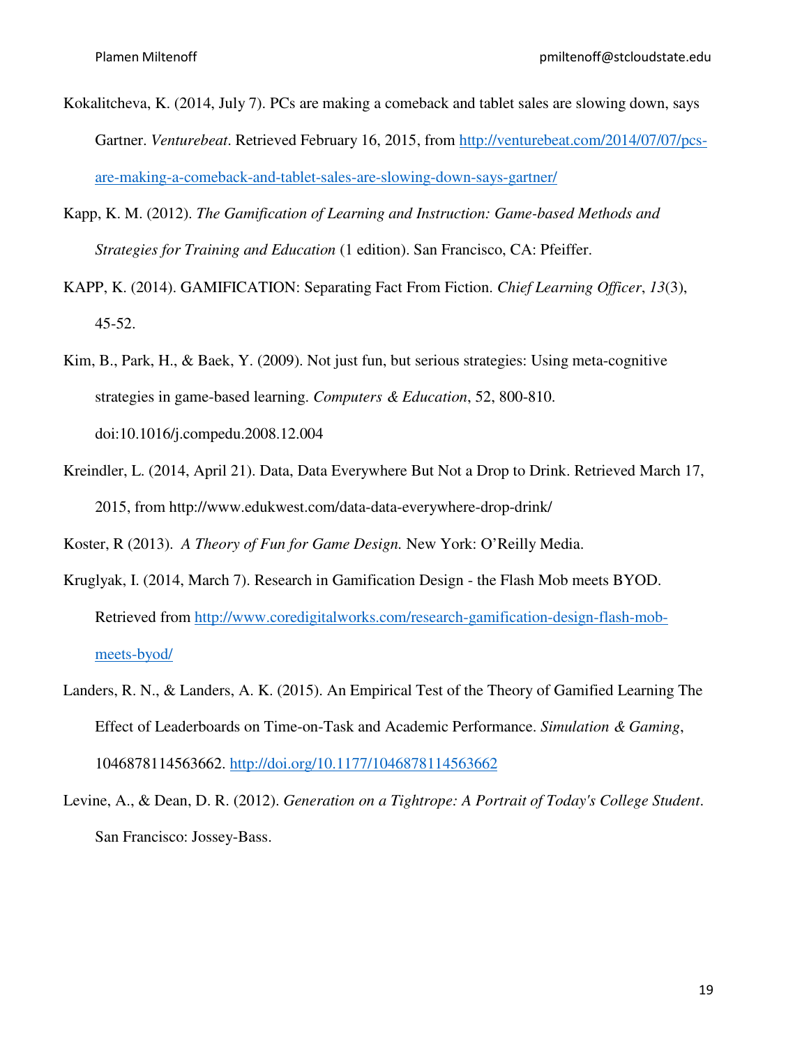Kokalitcheva, K. (2014, July 7). PCs are making a comeback and tablet sales are slowing down, says Gartner. *Venturebeat*. Retrieved February 16, 2015, from http://venturebeat.com/2014/07/07/pcs-are-making-a-comeback-and-tablet-sales-are-slowing-down-says-gartner/

Kapp, K. M. (2012). *The Gamification of Learning and Instruction: Game-based Methods and Strategies for Training and Education* (1 edition). San Francisco, CA: Pfeiffer.

KAPP, K. (2014). GAMIFICATION: Separating Fact From Fiction. *Chief Learning Officer*, *13*(3), 45-52.

Kim, B., Park, H., & Baek, Y. (2009). Not just fun, but serious strategies: Using meta-cognitive strategies in game-based learning. *Computers & Education*, 52, 800-810. doi:10.1016/j.compedu.2008.12.004

Kreindler, L. (2014, April 21). Data, Data Everywhere But Not a Drop to Drink. Retrieved March 17, 2015, from http://www.edukwest.com/data-data-everywhere-drop-drink/

Koster, R (2013). *A Theory of Fun for Game Design.* New York: O'Reilly Media.

Kruglyak, I. (2014, March 7). Research in Gamification Design - the Flash Mob meets BYOD. Retrieved from http://www.coredigitalworks.com/research-gamification-design-flash-mob-meets-byod/

Landers, R. N., & Landers, A. K. (2015). An Empirical Test of the Theory of Gamified Learning The Effect of Leaderboards on Time-on-Task and Academic Performance. *Simulation & Gaming*, 1046878114563662. http://doi.org/10.1177/1046878114563662

Levine, A., & Dean, D. R. (2012). *Generation on a Tightrope: A Portrait of Today's College Student*. San Francisco: Jossey-Bass.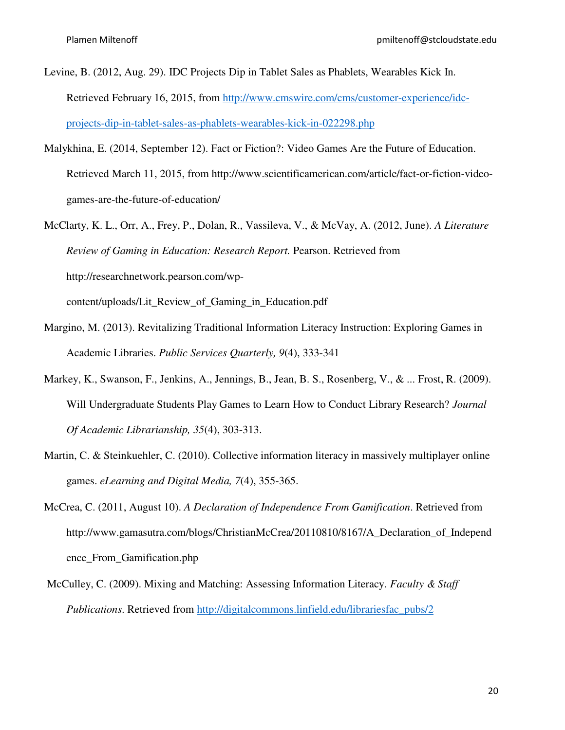Levine, B. (2012, Aug. 29). IDC Projects Dip in Tablet Sales as Phablets, Wearables Kick In. Retrieved February 16, 2015, from http://www.cmswire.com/cms/customer-experience/idc-projects-dip-in-tablet-sales-as-phablets-wearables-kick-in-022298.php

Malykhina, E. (2014, September 12). Fact or Fiction?: Video Games Are the Future of Education. Retrieved March 11, 2015, from http://www.scientificamerican.com/article/fact-or-fiction-video-games-are-the-future-of-education/

McClarty, K. L., Orr, A., Frey, P., Dolan, R., Vassileva, V., & McVay, A. (2012, June). *A Literature Review of Gaming in Education: Research Report.* Pearson. Retrieved from http://researchnetwork.pearson.com/wp-content/uploads/Lit_Review_of_Gaming_in_Education.pdf

Margino, M. (2013). Revitalizing Traditional Information Literacy Instruction: Exploring Games in Academic Libraries. *Public Services Quarterly, 9*(4), 333-341

Markey, K., Swanson, F., Jenkins, A., Jennings, B., Jean, B. S., Rosenberg, V., & ... Frost, R. (2009). Will Undergraduate Students Play Games to Learn How to Conduct Library Research? *Journal Of Academic Librarianship, 35*(4), 303-313.

Martin, C. & Steinkuehler, C. (2010). Collective information literacy in massively multiplayer online games. *eLearning and Digital Media, 7*(4), 355-365.

McCrea, C. (2011, August 10). *A Declaration of Independence From Gamification*. Retrieved from http://www.gamasutra.com/blogs/ChristianMcCrea/20110810/8167/A_Declaration_of_Independence_From_Gamification.php

McCulley, C. (2009). Mixing and Matching: Assessing Information Literacy. *Faculty & Staff Publications*. Retrieved from http://digitalcommons.linfield.edu/librariesfac_pubs/2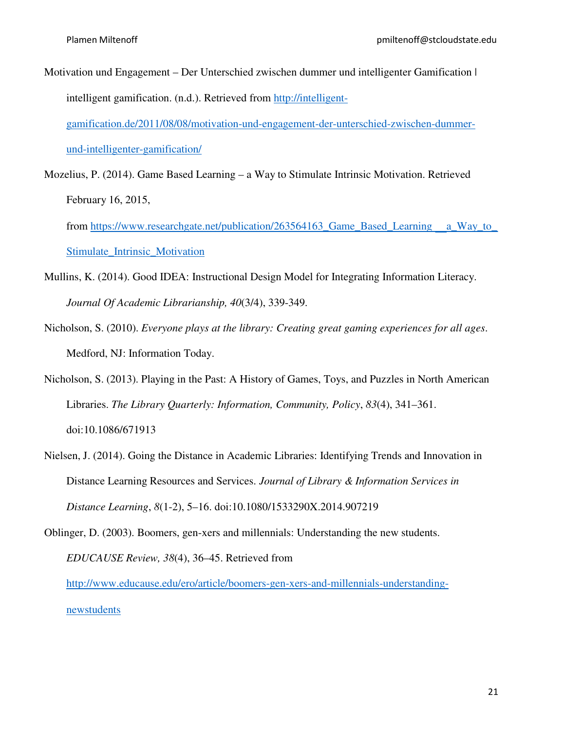Motivation und Engagement – Der Unterschied zwischen dummer und intelligenter Gamification | intelligent gamification. (n.d.). Retrieved from http://intelligent-gamification.de/2011/08/08/motivation-und-engagement-der-unterschied-zwischen-dummer-und-intelligenter-gamification/

Mozelius, P. (2014). Game Based Learning – a Way to Stimulate Intrinsic Motivation. Retrieved February 16, 2015, from https://www.researchgate.net/publication/263564163_Game_Based_Learning__a_Way_to_Stimulate_Intrinsic_Motivation

Mullins, K. (2014). Good IDEA: Instructional Design Model for Integrating Information Literacy. *Journal Of Academic Librarianship, 40*(3/4), 339-349.

Nicholson, S. (2010). *Everyone plays at the library: Creating great gaming experiences for all ages*. Medford, NJ: Information Today.

Nicholson, S. (2013). Playing in the Past: A History of Games, Toys, and Puzzles in North American Libraries. *The Library Quarterly: Information, Community, Policy*, *83*(4), 341–361. doi:10.1086/671913

Nielsen, J. (2014). Going the Distance in Academic Libraries: Identifying Trends and Innovation in Distance Learning Resources and Services. *Journal of Library & Information Services in Distance Learning*, *8*(1-2), 5–16. doi:10.1080/1533290X.2014.907219

Oblinger, D. (2003). Boomers, gen-xers and millennials: Understanding the new students. *EDUCAUSE Review, 38*(4), 36–45. Retrieved from http://www.educause.edu/ero/article/boomers-gen-xers-and-millennials-understanding-newstudents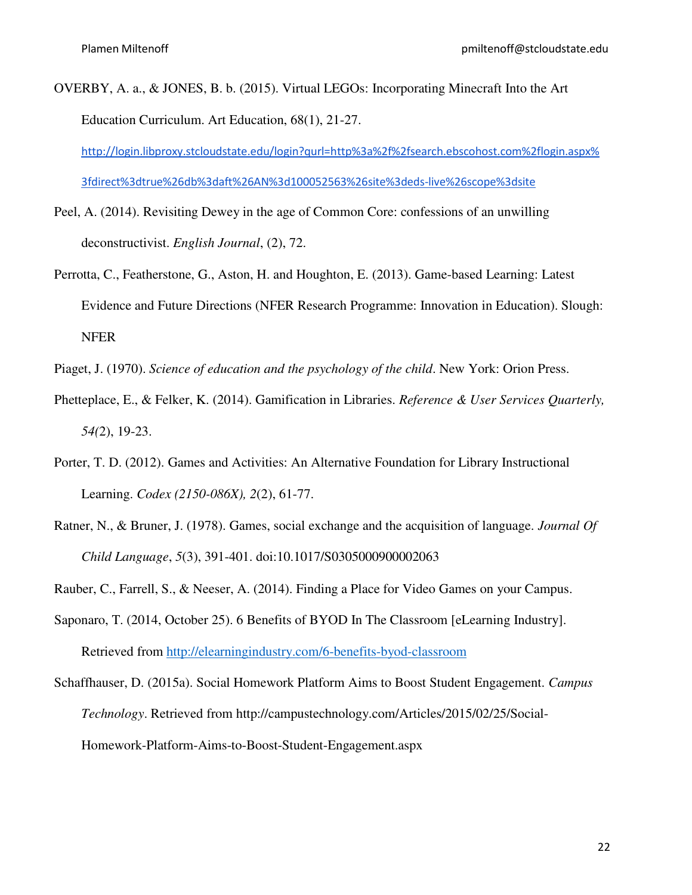OVERBY, A. a., & JONES, B. b. (2015). Virtual LEGOs: Incorporating Minecraft Into the Art Education Curriculum. Art Education, 68(1), 21-27. http://login.libproxy.stcloudstate.edu/login?qurl=http%3a%2f%2fsearch.ebscohost.com%2flogin.aspx%3fdirect%3dtrue%26db%3daft%26AN%3d100052563%26site%3deds-live%26scope%3dsite

Peel, A. (2014). Revisiting Dewey in the age of Common Core: confessions of an unwilling deconstructivist. *English Journal*, (2), 72.

Perrotta, C., Featherstone, G., Aston, H. and Houghton, E. (2013). Game-based Learning: Latest Evidence and Future Directions (NFER Research Programme: Innovation in Education). Slough: NFER

Piaget, J. (1970). *Science of education and the psychology of the child*. New York: Orion Press.

Phetteplace, E., & Felker, K. (2014). Gamification in Libraries. *Reference & User Services Quarterly, 54(*2), 19-23.

Porter, T. D. (2012). Games and Activities: An Alternative Foundation for Library Instructional Learning. *Codex (2150-086X), 2*(2), 61-77.

Ratner, N., & Bruner, J. (1978). Games, social exchange and the acquisition of language. *Journal Of Child Language*, *5*(3), 391-401. doi:10.1017/S0305000900002063

Rauber, C., Farrell, S., & Neeser, A. (2014). Finding a Place for Video Games on your Campus.

Saponaro, T. (2014, October 25). 6 Benefits of BYOD In The Classroom [eLearning Industry]. Retrieved from http://elearningindustry.com/6-benefits-byod-classroom

Schaffhauser, D. (2015a). Social Homework Platform Aims to Boost Student Engagement. *Campus Technology*. Retrieved from http://campustechnology.com/Articles/2015/02/25/Social-Homework-Platform-Aims-to-Boost-Student-Engagement.aspx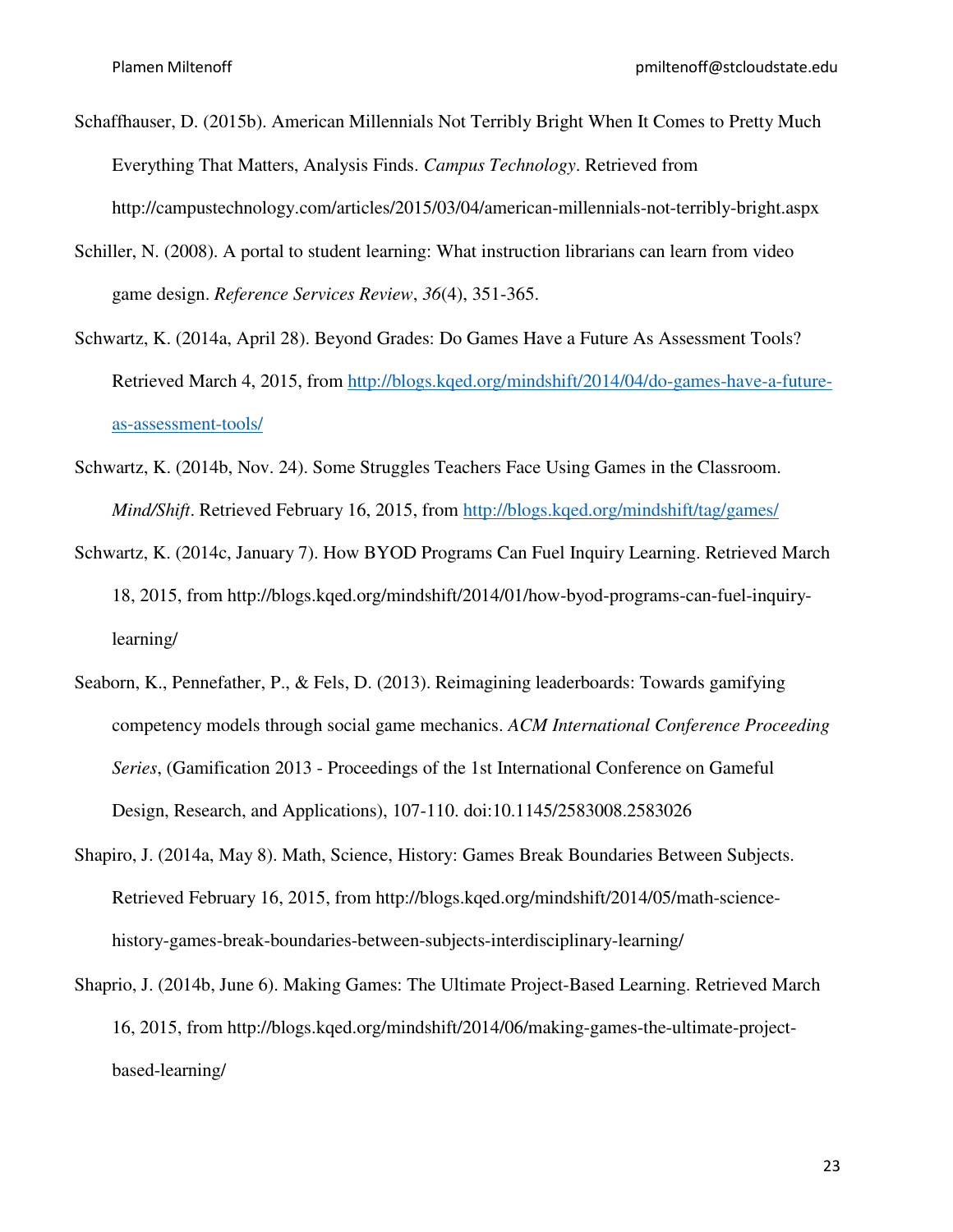Schaffhauser, D. (2015b). American Millennials Not Terribly Bright When It Comes to Pretty Much Everything That Matters, Analysis Finds. *Campus Technology*. Retrieved from http://campustechnology.com/articles/2015/03/04/american-millennials-not-terribly-bright.aspx

Schiller, N. (2008). A portal to student learning: What instruction librarians can learn from video game design. *Reference Services Review*, *36*(4), 351-365.

Schwartz, K. (2014a, April 28). Beyond Grades: Do Games Have a Future As Assessment Tools? Retrieved March 4, 2015, from http://blogs.kqed.org/mindshift/2014/04/do-games-have-a-future-as-assessment-tools/

Schwartz, K. (2014b, Nov. 24). Some Struggles Teachers Face Using Games in the Classroom. *Mind/Shift*. Retrieved February 16, 2015, from http://blogs.kqed.org/mindshift/tag/games/

Schwartz, K. (2014c, January 7). How BYOD Programs Can Fuel Inquiry Learning. Retrieved March 18, 2015, from http://blogs.kqed.org/mindshift/2014/01/how-byod-programs-can-fuel-inquiry-learning/

Seaborn, K., Pennefather, P., & Fels, D. (2013). Reimagining leaderboards: Towards gamifying competency models through social game mechanics. *ACM International Conference Proceeding Series*, (Gamification 2013 - Proceedings of the 1st International Conference on Gameful Design, Research, and Applications), 107-110. doi:10.1145/2583008.2583026

Shapiro, J. (2014a, May 8). Math, Science, History: Games Break Boundaries Between Subjects. Retrieved February 16, 2015, from http://blogs.kqed.org/mindshift/2014/05/math-science-history-games-break-boundaries-between-subjects-interdisciplinary-learning/

Shaprio, J. (2014b, June 6). Making Games: The Ultimate Project-Based Learning. Retrieved March 16, 2015, from http://blogs.kqed.org/mindshift/2014/06/making-games-the-ultimate-project-based-learning/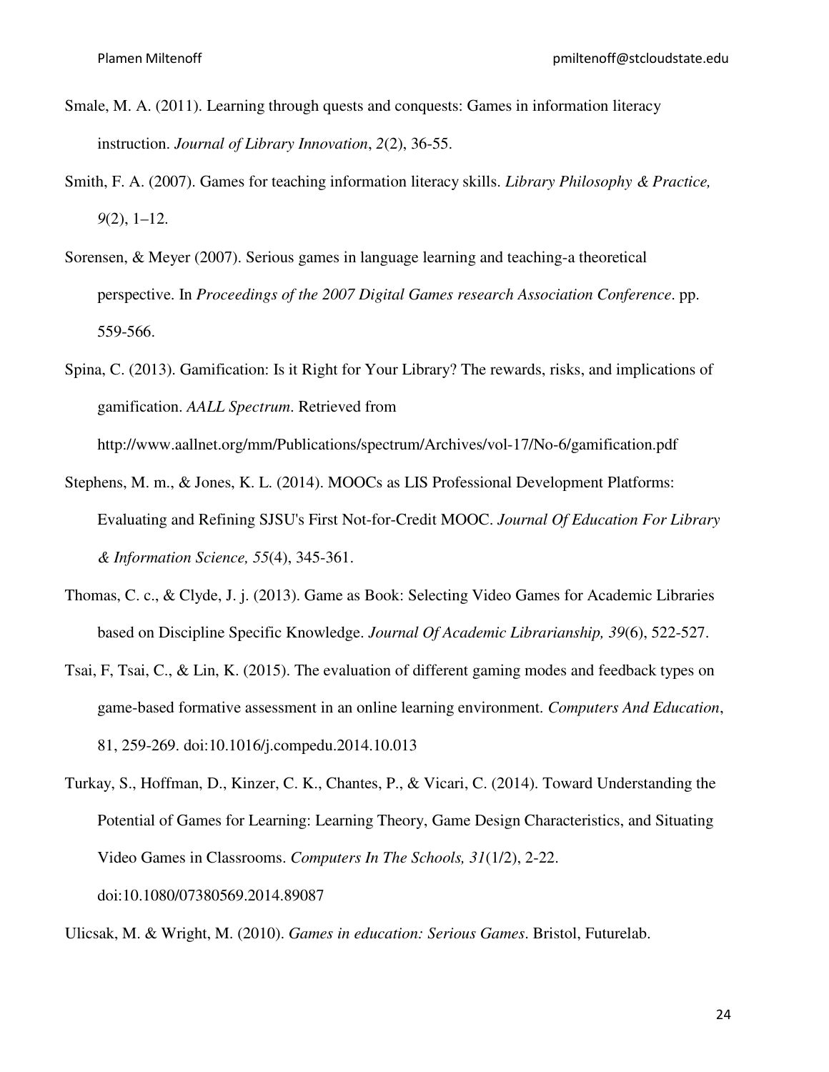Smale, M. A. (2011). Learning through quests and conquests: Games in information literacy instruction. *Journal of Library Innovation*, *2*(2), 36-55.

Smith, F. A. (2007). Games for teaching information literacy skills. *Library Philosophy & Practice, 9*(2), 1–12.

Sorensen, & Meyer (2007). Serious games in language learning and teaching-a theoretical perspective. In *Proceedings of the 2007 Digital Games research Association Conference*. pp. 559-566.

Spina, C. (2013). Gamification: Is it Right for Your Library? The rewards, risks, and implications of gamification. *AALL Spectrum*. Retrieved from http://www.aallnet.org/mm/Publications/spectrum/Archives/vol-17/No-6/gamification.pdf

Stephens, M. m., & Jones, K. L. (2014). MOOCs as LIS Professional Development Platforms: Evaluating and Refining SJSU's First Not-for-Credit MOOC. *Journal Of Education For Library & Information Science, 55*(4), 345-361.

Thomas, C. c., & Clyde, J. j. (2013). Game as Book: Selecting Video Games for Academic Libraries based on Discipline Specific Knowledge. *Journal Of Academic Librarianship, 39*(6), 522-527.

Tsai, F, Tsai, C., & Lin, K. (2015). The evaluation of different gaming modes and feedback types on game-based formative assessment in an online learning environment. *Computers And Education*, 81, 259-269. doi:10.1016/j.compedu.2014.10.013

Turkay, S., Hoffman, D., Kinzer, C. K., Chantes, P., & Vicari, C. (2014). Toward Understanding the Potential of Games for Learning: Learning Theory, Game Design Characteristics, and Situating Video Games in Classrooms. *Computers In The Schools, 31*(1/2), 2-22. doi:10.1080/07380569.2014.89087

Ulicsak, M. & Wright, M. (2010). *Games in education: Serious Games*. Bristol, Futurelab.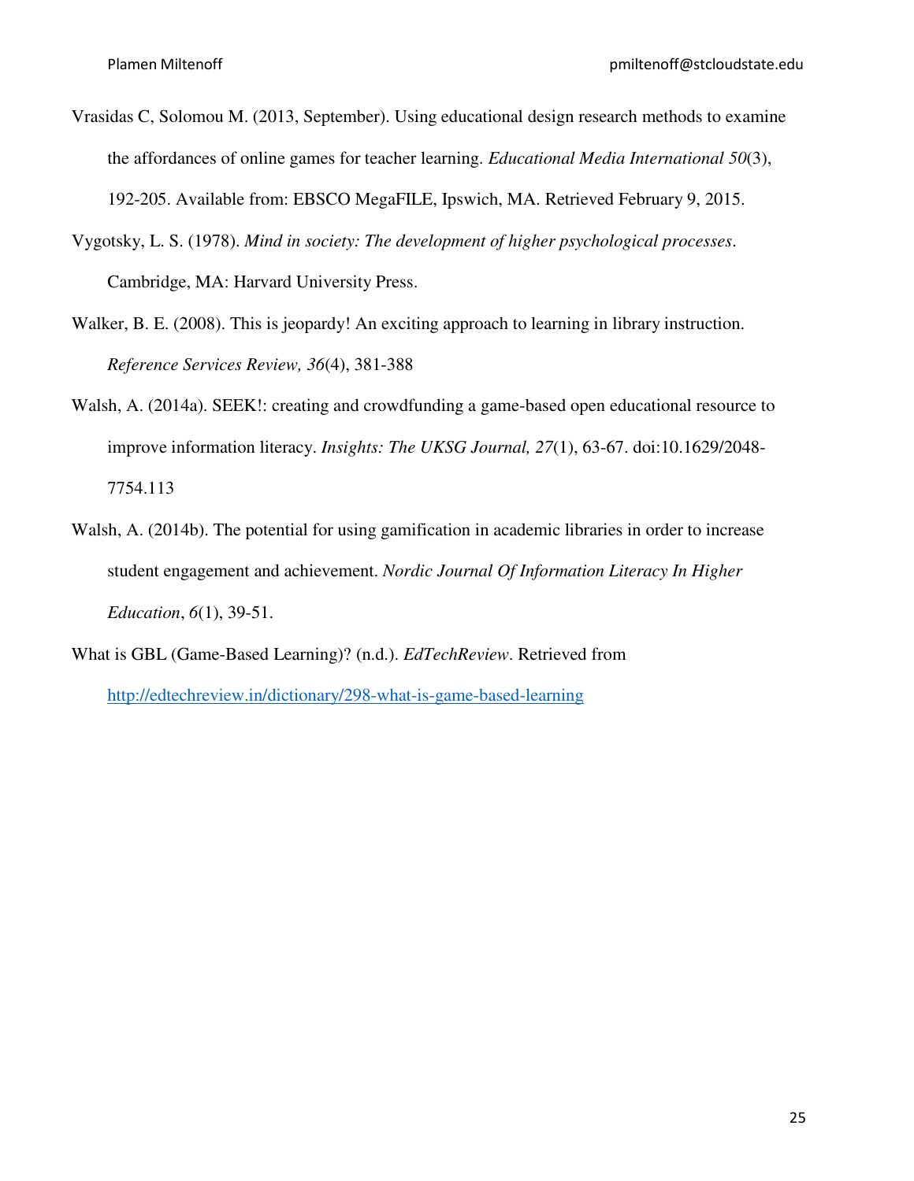Vrasidas C, Solomou M. (2013, September). Using educational design research methods to examine the affordances of online games for teacher learning. *Educational Media International 50*(3), 192-205. Available from: EBSCO MegaFILE, Ipswich, MA. Retrieved February 9, 2015.

Vygotsky, L. S. (1978). *Mind in society: The development of higher psychological processes*. Cambridge, MA: Harvard University Press.

Walker, B. E. (2008). This is jeopardy! An exciting approach to learning in library instruction. *Reference Services Review, 36*(4), 381-388

Walsh, A. (2014a). SEEK!: creating and crowdfunding a game-based open educational resource to improve information literacy. *Insights: The UKSG Journal, 27*(1), 63-67. doi:10.1629/2048-7754.113

Walsh, A. (2014b). The potential for using gamification in academic libraries in order to increase student engagement and achievement. *Nordic Journal Of Information Literacy In Higher Education*, *6*(1), 39-51.

What is GBL (Game-Based Learning)? (n.d.). *EdTechReview*. Retrieved from http://edtechreview.in/dictionary/298-what-is-game-based-learning